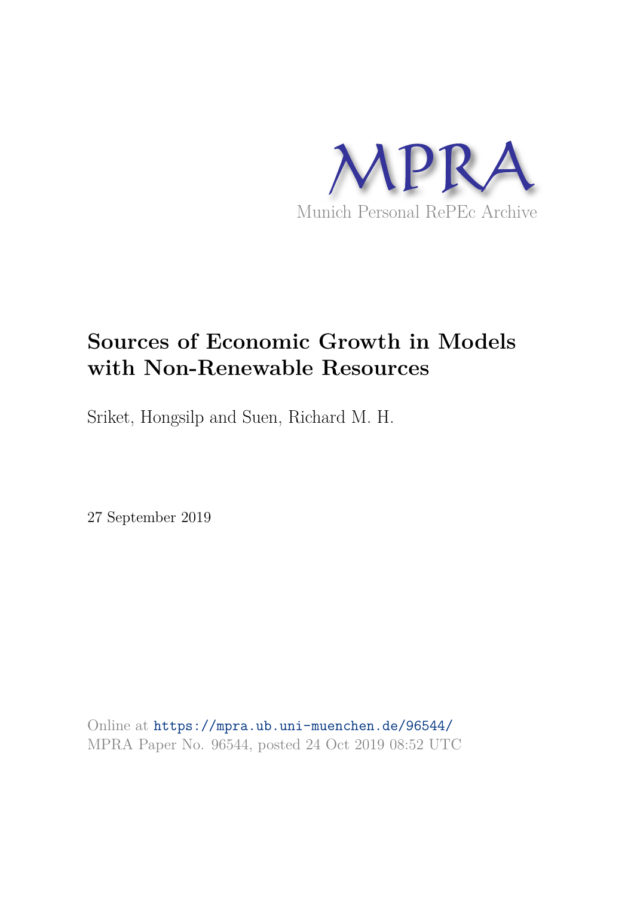MPRA

Munich Personal RePEc Archive

# Sources of Economic Growth in Models with Non-Renewable Resources

Sriket, Hongsilp and Suen, Richard M. H.

27 September 2019

Online at https://mpra.ub.uni-muenchen.de/96544/
MPRA Paper No. 96544, posted 24 Oct 2019 08:52 UTC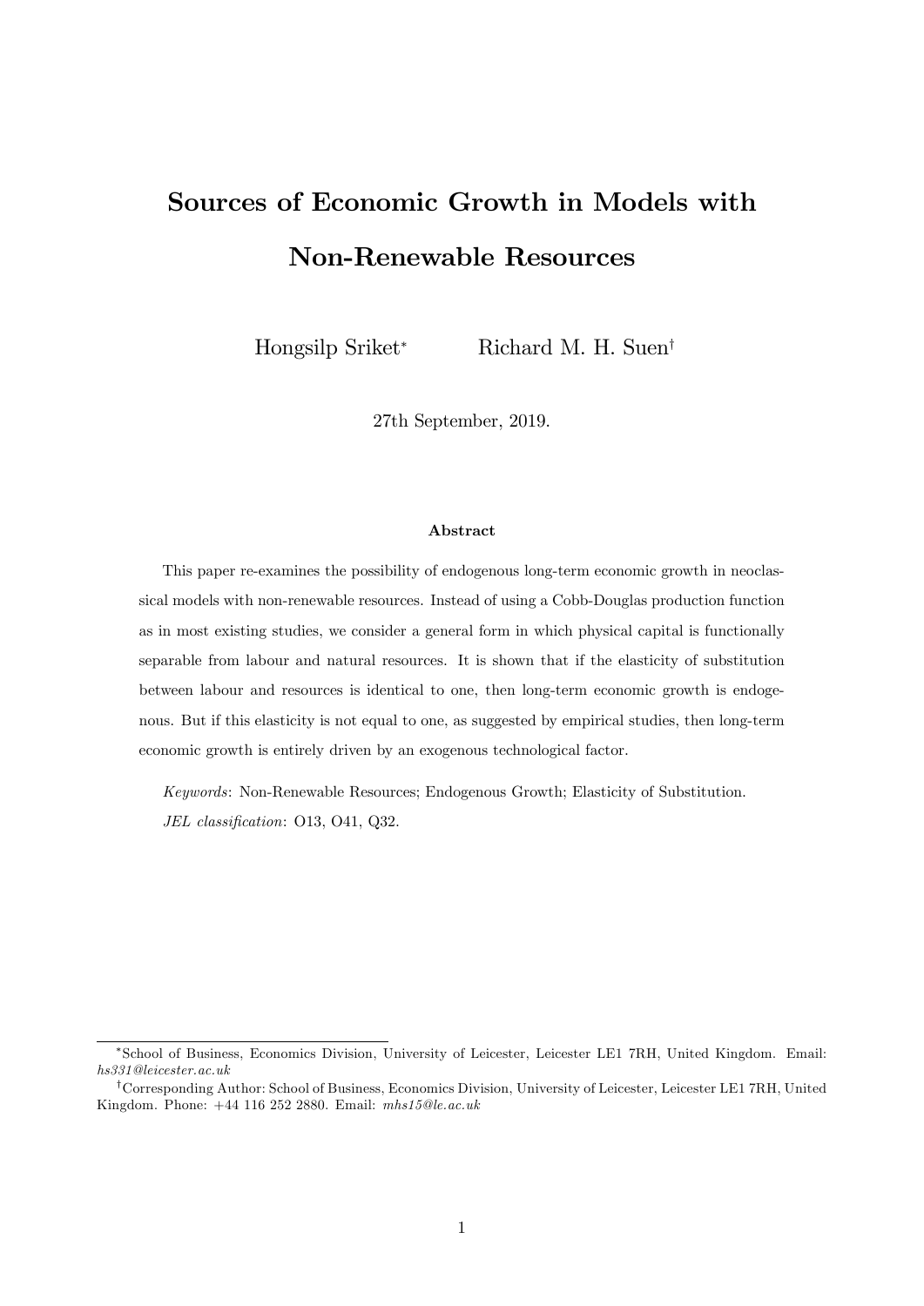# Sources of Economic Growth in Models with Non-Renewable Resources

Hongsilp Sriket[*] Richard M. H. Suen[†]

27th September, 2019.

### Abstract

This paper re-examines the possibility of endogenous long-term economic growth in neoclassical models with non-renewable resources. Instead of using a Cobb-Douglas production function as in most existing studies, we consider a general form in which physical capital is functionally separable from labour and natural resources. It is shown that if the elasticity of substitution between labour and resources is identical to one, then long-term economic growth is endogenous. But if this elasticity is not equal to one, as suggested by empirical studies, then long-term economic growth is entirely driven by an exogenous technological factor.

*Keywords*: Non-Renewable Resources; Endogenous Growth; Elasticity of Substitution.
*JEL classification*: O13, O41, Q32.

---

[*] School of Business, Economics Division, University of Leicester, Leicester LE1 7RH, United Kingdom. Email: *hs331@leicester.ac.uk*

[†] Corresponding Author: School of Business, Economics Division, University of Leicester, Leicester LE1 7RH, United Kingdom. Phone: +44 116 252 2880. Email: *mhs15@le.ac.uk*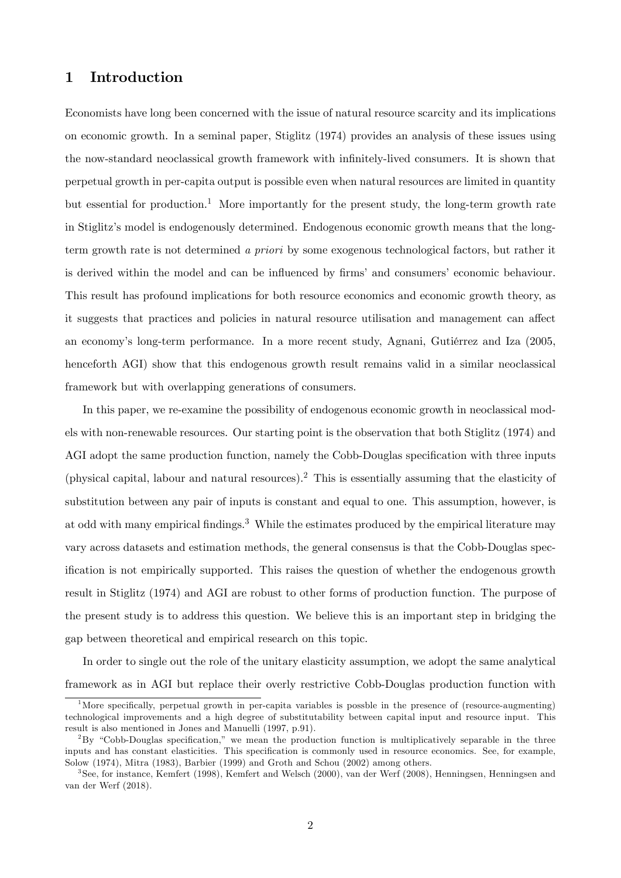# 1 Introduction

Economists have long been concerned with the issue of natural resource scarcity and its implications on economic growth. In a seminal paper, Stiglitz (1974) provides an analysis of these issues using the now-standard neoclassical growth framework with infinitely-lived consumers. It is shown that perpetual growth in per-capita output is possible even when natural resources are limited in quantity but essential for production.[1] More importantly for the present study, the long-term growth rate in Stiglitz's model is endogenously determined. Endogenous economic growth means that the long-term growth rate is not determined *a priori* by some exogenous technological factors, but rather it is derived within the model and can be influenced by firms' and consumers' economic behaviour. This result has profound implications for both resource economics and economic growth theory, as it suggests that practices and policies in natural resource utilisation and management can affect an economy's long-term performance. In a more recent study, Agnani, Gutiérrez and Iza (2005, henceforth AGI) show that this endogenous growth result remains valid in a similar neoclassical framework but with overlapping generations of consumers.

In this paper, we re-examine the possibility of endogenous economic growth in neoclassical models with non-renewable resources. Our starting point is the observation that both Stiglitz (1974) and AGI adopt the same production function, namely the Cobb-Douglas specification with three inputs (physical capital, labour and natural resources).[2] This is essentially assuming that the elasticity of substitution between any pair of inputs is constant and equal to one. This assumption, however, is at odd with many empirical findings.[3] While the estimates produced by the empirical literature may vary across datasets and estimation methods, the general consensus is that the Cobb-Douglas specification is not empirically supported. This raises the question of whether the endogenous growth result in Stiglitz (1974) and AGI are robust to other forms of production function. The purpose of the present study is to address this question. We believe this is an important step in bridging the gap between theoretical and empirical research on this topic.

In order to single out the role of the unitary elasticity assumption, we adopt the same analytical framework as in AGI but replace their overly restrictive Cobb-Douglas production function with

---

[1] More specifically, perpetual growth in per-capita variables is possble in the presence of (resource-augmenting) technological improvements and a high degree of substitutability between capital input and resource input. This result is also mentioned in Jones and Manuelli (1997, p.91).

[2] By "Cobb-Douglas specification," we mean the production function is multiplicatively separable in the three inputs and has constant elasticities. This specification is commonly used in resource economics. See, for example, Solow (1974), Mitra (1983), Barbier (1999) and Groth and Schou (2002) among others.

[3] See, for instance, Kemfert (1998), Kemfert and Welsch (2000), van der Werf (2008), Henningsen, Henningsen and van der Werf (2018).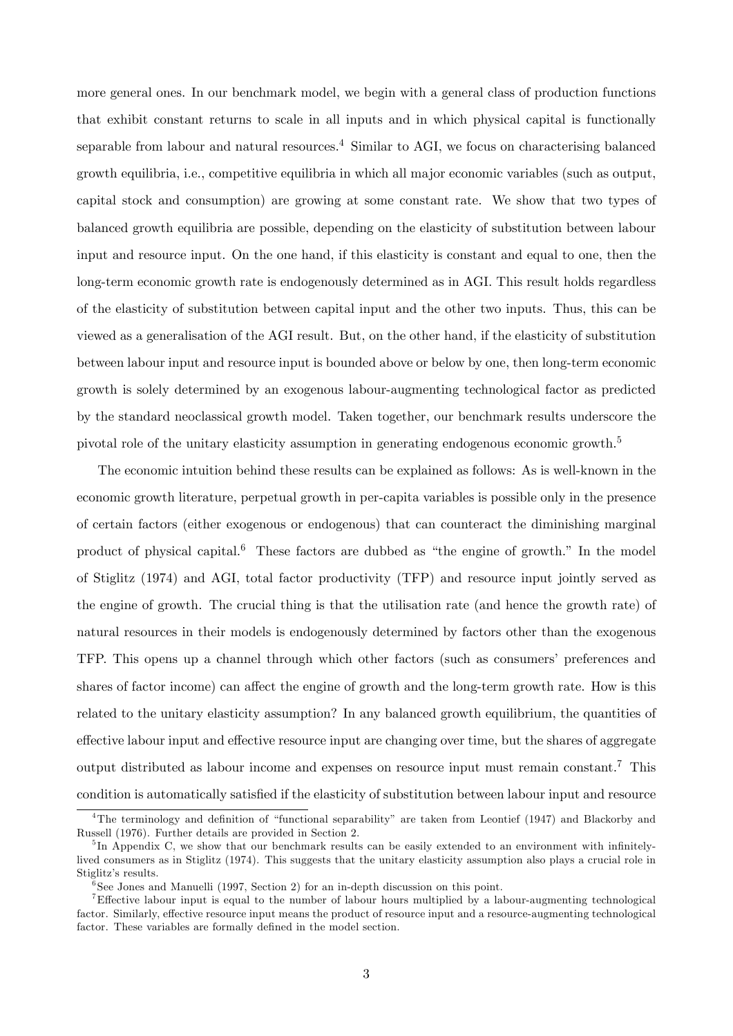more general ones. In our benchmark model, we begin with a general class of production functions that exhibit constant returns to scale in all inputs and in which physical capital is functionally separable from labour and natural resources.[4] Similar to AGI, we focus on characterising balanced growth equilibria, i.e., competitive equilibria in which all major economic variables (such as output, capital stock and consumption) are growing at some constant rate. We show that two types of balanced growth equilibria are possible, depending on the elasticity of substitution between labour input and resource input. On the one hand, if this elasticity is constant and equal to one, then the long-term economic growth rate is endogenously determined as in AGI. This result holds regardless of the elasticity of substitution between capital input and the other two inputs. Thus, this can be viewed as a generalisation of the AGI result. But, on the other hand, if the elasticity of substitution between labour input and resource input is bounded above or below by one, then long-term economic growth is solely determined by an exogenous labour-augmenting technological factor as predicted by the standard neoclassical growth model. Taken together, our benchmark results underscore the pivotal role of the unitary elasticity assumption in generating endogenous economic growth.[5]

The economic intuition behind these results can be explained as follows: As is well-known in the economic growth literature, perpetual growth in per-capita variables is possible only in the presence of certain factors (either exogenous or endogenous) that can counteract the diminishing marginal product of physical capital.[6] These factors are dubbed as "the engine of growth." In the model of Stiglitz (1974) and AGI, total factor productivity (TFP) and resource input jointly served as the engine of growth. The crucial thing is that the utilisation rate (and hence the growth rate) of natural resources in their models is endogenously determined by factors other than the exogenous TFP. This opens up a channel through which other factors (such as consumers' preferences and shares of factor income) can affect the engine of growth and the long-term growth rate. How is this related to the unitary elasticity assumption? In any balanced growth equilibrium, the quantities of effective labour input and effective resource input are changing over time, but the shares of aggregate output distributed as labour income and expenses on resource input must remain constant.[7] This condition is automatically satisfied if the elasticity of substitution between labour input and resource

[4] The terminology and definition of "functional separability" are taken from Leontief (1947) and Blackorby and Russell (1976). Further details are provided in Section 2.

[5] In Appendix C, we show that our benchmark results can be easily extended to an environment with infinitely-lived consumers as in Stiglitz (1974). This suggests that the unitary elasticity assumption also plays a crucial role in Stiglitz's results.

[6] See Jones and Manuelli (1997, Section 2) for an in-depth discussion on this point.

[7] Effective labour input is equal to the number of labour hours multiplied by a labour-augmenting technological factor. Similarly, effective resource input means the product of resource input and a resource-augmenting technological factor. These variables are formally defined in the model section.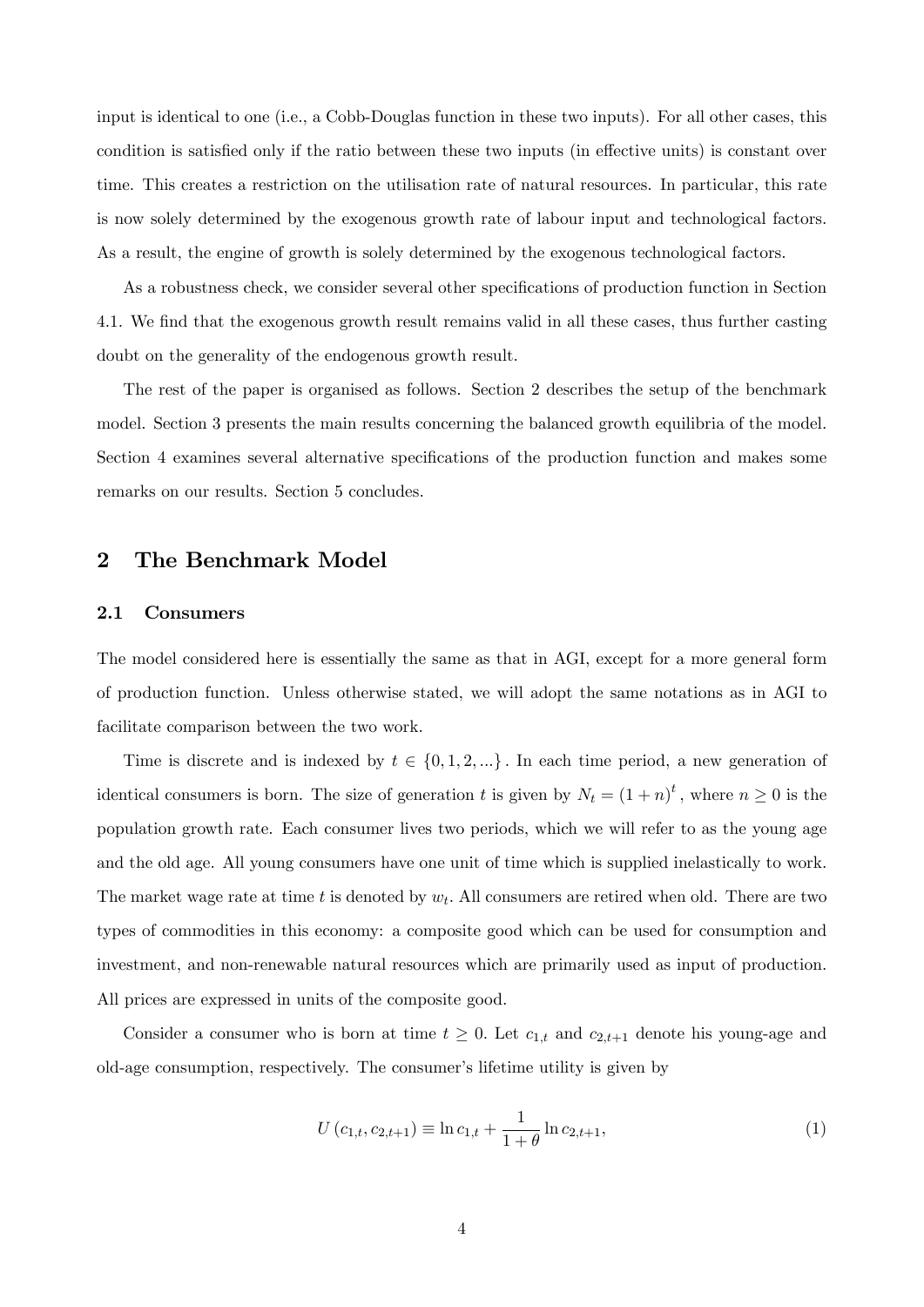input is identical to one (i.e., a Cobb-Douglas function in these two inputs). For all other cases, this condition is satisfied only if the ratio between these two inputs (in effective units) is constant over time. This creates a restriction on the utilisation rate of natural resources. In particular, this rate is now solely determined by the exogenous growth rate of labour input and technological factors. As a result, the engine of growth is solely determined by the exogenous technological factors.

As a robustness check, we consider several other specifications of production function in Section 4.1. We find that the exogenous growth result remains valid in all these cases, thus further casting doubt on the generality of the endogenous growth result.

The rest of the paper is organised as follows. Section 2 describes the setup of the benchmark model. Section 3 presents the main results concerning the balanced growth equilibria of the model. Section 4 examines several alternative specifications of the production function and makes some remarks on our results. Section 5 concludes.

## 2 The Benchmark Model

### 2.1 Consumers

The model considered here is essentially the same as that in AGI, except for a more general form of production function. Unless otherwise stated, we will adopt the same notations as in AGI to facilitate comparison between the two work.

Time is discrete and is indexed by $t \in \{0, 1, 2, ...\}$. In each time period, a new generation of identical consumers is born. The size of generation $t$ is given by $N_t = (1+n)^t$, where $n \geq 0$ is the population growth rate. Each consumer lives two periods, which we will refer to as the young age and the old age. All young consumers have one unit of time which is supplied inelastically to work. The market wage rate at time $t$ is denoted by $w_t$. All consumers are retired when old. There are two types of commodities in this economy: a composite good which can be used for consumption and investment, and non-renewable natural resources which are primarily used as input of production. All prices are expressed in units of the composite good.

Consider a consumer who is born at time $t \geq 0$. Let $c_{1,t}$ and $c_{2,t+1}$ denote his young-age and old-age consumption, respectively. The consumer's lifetime utility is given by

$$U(c_{1,t}, c_{2,t+1}) \equiv \ln c_{1,t} + \frac{1}{1+\theta} \ln c_{2,t+1}, \tag{1}$$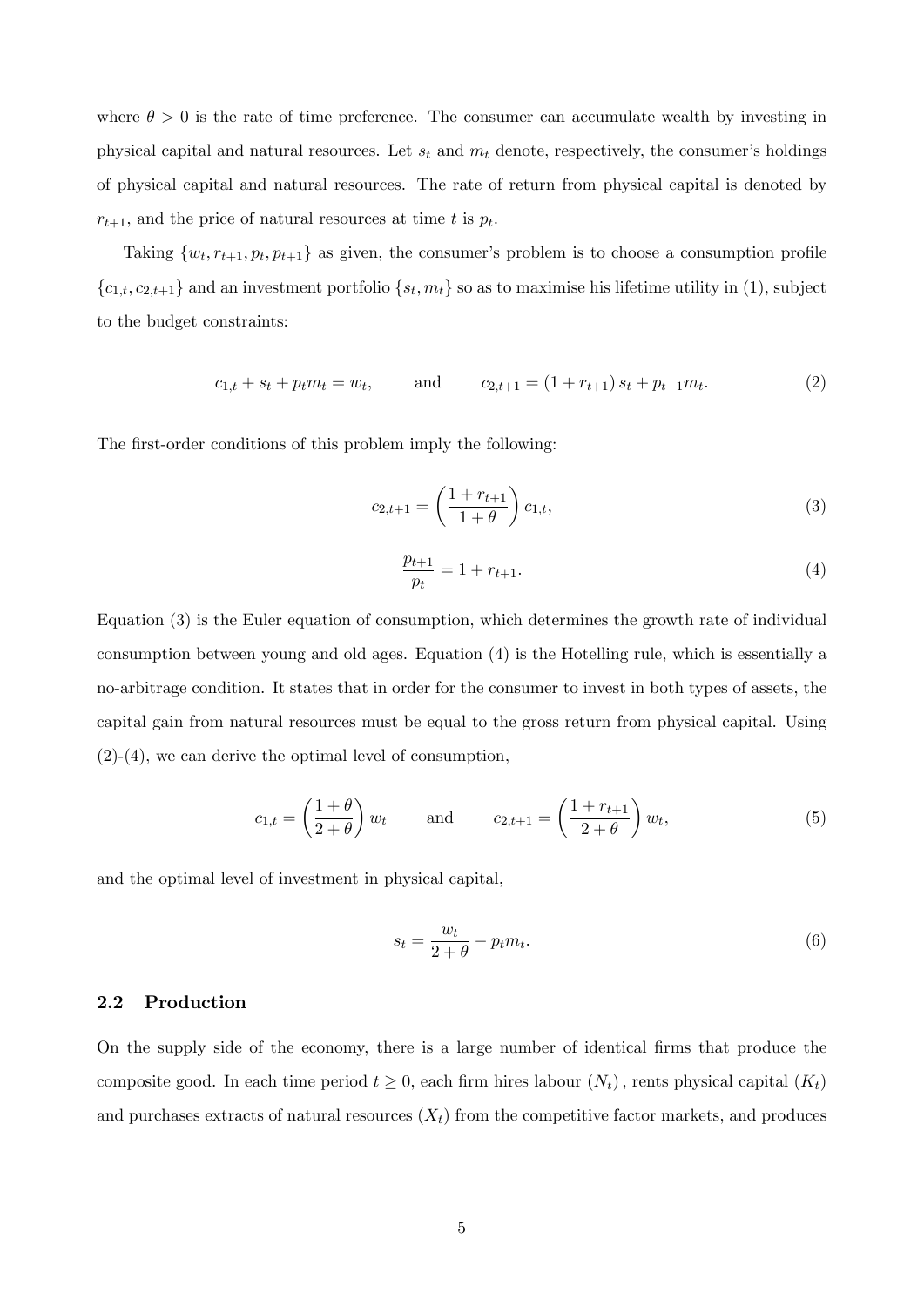where $\theta > 0$ is the rate of time preference. The consumer can accumulate wealth by investing in physical capital and natural resources. Let $s_t$ and $m_t$ denote, respectively, the consumer's holdings of physical capital and natural resources. The rate of return from physical capital is denoted by $r_{t+1}$, and the price of natural resources at time $t$ is $p_t$.

Taking $\{w_t, r_{t+1}, p_t, p_{t+1}\}$ as given, the consumer's problem is to choose a consumption profile $\{c_{1,t}, c_{2,t+1}\}$ and an investment portfolio $\{s_t, m_t\}$ so as to maximise his lifetime utility in (1), subject to the budget constraints:

$$c_{1,t} + s_t + p_t m_t = w_t, \qquad \text{and} \qquad c_{2,t+1} = (1 + r_{t+1}) s_t + p_{t+1} m_t. \tag{2}$$

The first-order conditions of this problem imply the following:

$$c_{2,t+1} = \left( \frac{1 + r_{t+1}}{1 + \theta} \right) c_{1,t}, \tag{3}$$

$$\frac{p_{t+1}}{p_t} = 1 + r_{t+1}. \tag{4}$$

Equation (3) is the Euler equation of consumption, which determines the growth rate of individual consumption between young and old ages. Equation (4) is the Hotelling rule, which is essentially a no-arbitrage condition. It states that in order for the consumer to invest in both types of assets, the capital gain from natural resources must be equal to the gross return from physical capital. Using (2)-(4), we can derive the optimal level of consumption,

$$c_{1,t} = \left( \frac{1 + \theta}{2 + \theta} \right) w_t \qquad \text{and} \qquad c_{2,t+1} = \left( \frac{1 + r_{t+1}}{2 + \theta} \right) w_t, \tag{5}$$

and the optimal level of investment in physical capital,

$$s_t = \frac{w_t}{2 + \theta} - p_t m_t. \tag{6}$$

### 2.2 Production

On the supply side of the economy, there is a large number of identical firms that produce the composite good. In each time period $t \geq 0$, each firm hires labour $(N_t)$, rents physical capital $(K_t)$ and purchases extracts of natural resources $(X_t)$ from the competitive factor markets, and produces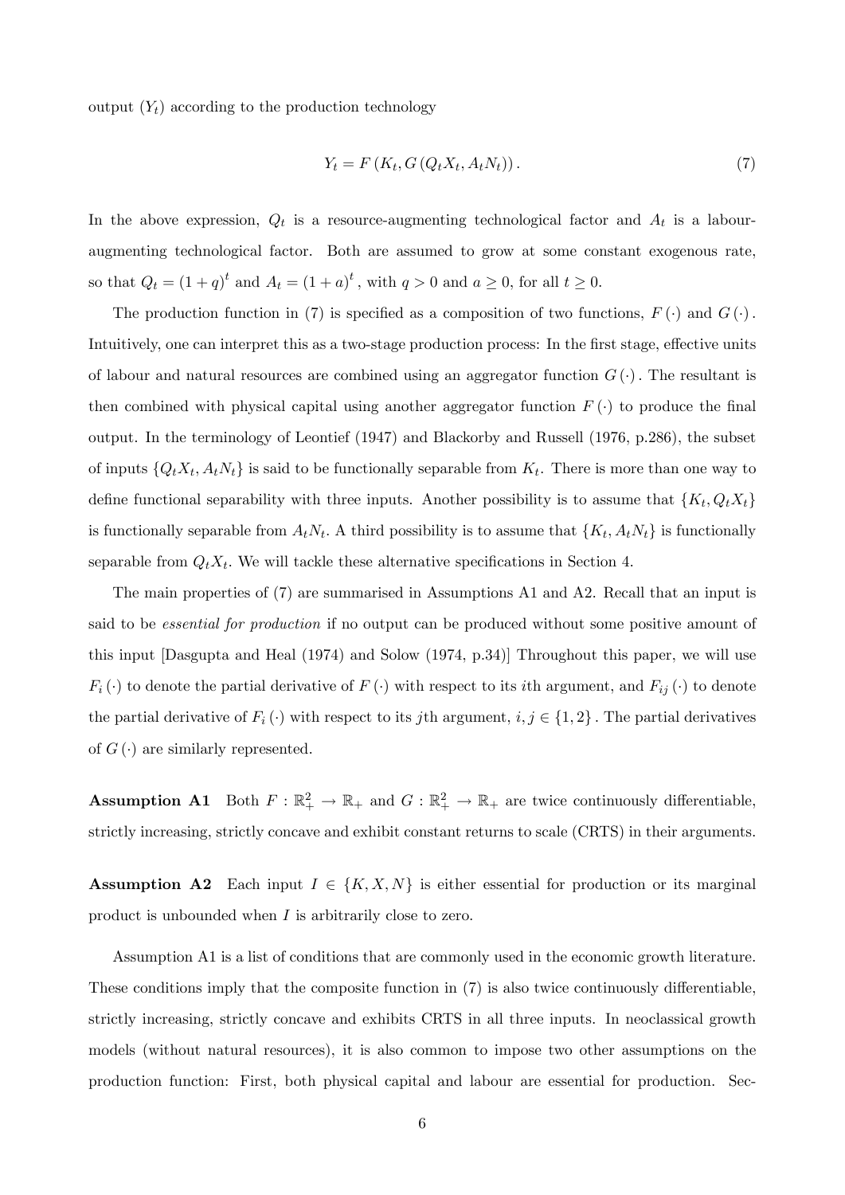output $(Y_t)$ according to the production technology

$$Y_t = F\left(K_t, G\left(Q_t X_t, A_t N_t\right)\right). \tag{7}$$

In the above expression, $Q_t$ is a resource-augmenting technological factor and $A_t$ is a labour-augmenting technological factor. Both are assumed to grow at some constant exogenous rate, so that $Q_t = (1+q)^t$ and $A_t = (1+a)^t$, with $q > 0$ and $a \geq 0$, for all $t \geq 0$.

The production function in (7) is specified as a composition of two functions, $F(\cdot)$ and $G(\cdot)$. Intuitively, one can interpret this as a two-stage production process: In the first stage, effective units of labour and natural resources are combined using an aggregator function $G(\cdot)$. The resultant is then combined with physical capital using another aggregator function $F(\cdot)$ to produce the final output. In the terminology of Leontief (1947) and Blackorby and Russell (1976, p.286), the subset of inputs $\{Q_t X_t, A_t N_t\}$ is said to be functionally separable from $K_t$. There is more than one way to define functional separability with three inputs. Another possibility is to assume that $\{K_t, Q_t X_t\}$ is functionally separable from $A_t N_t$. A third possibility is to assume that $\{K_t, A_t N_t\}$ is functionally separable from $Q_t X_t$. We will tackle these alternative specifications in Section 4.

The main properties of (7) are summarised in Assumptions A1 and A2. Recall that an input is said to be *essential for production* if no output can be produced without some positive amount of this input [Dasgupta and Heal (1974) and Solow (1974, p.34)] Throughout this paper, we will use $F_i(\cdot)$ to denote the partial derivative of $F(\cdot)$ with respect to its $i$th argument, and $F_{ij}(\cdot)$ to denote the partial derivative of $F_i(\cdot)$ with respect to its $j$th argument, $i, j \in \{1, 2\}$. The partial derivatives of $G(\cdot)$ are similarly represented.

**Assumption A1** Both $F : \mathbb{R}_+^2 \to \mathbb{R}_+$ and $G : \mathbb{R}_+^2 \to \mathbb{R}_+$ are twice continuously differentiable, strictly increasing, strictly concave and exhibit constant returns to scale (CRTS) in their arguments.

**Assumption A2** Each input $I \in \{K, X, N\}$ is either essential for production or its marginal product is unbounded when $I$ is arbitrarily close to zero.

Assumption A1 is a list of conditions that are commonly used in the economic growth literature. These conditions imply that the composite function in (7) is also twice continuously differentiable, strictly increasing, strictly concave and exhibits CRTS in all three inputs. In neoclassical growth models (without natural resources), it is also common to impose two other assumptions on the production function: First, both physical capital and labour are essential for production. Sec-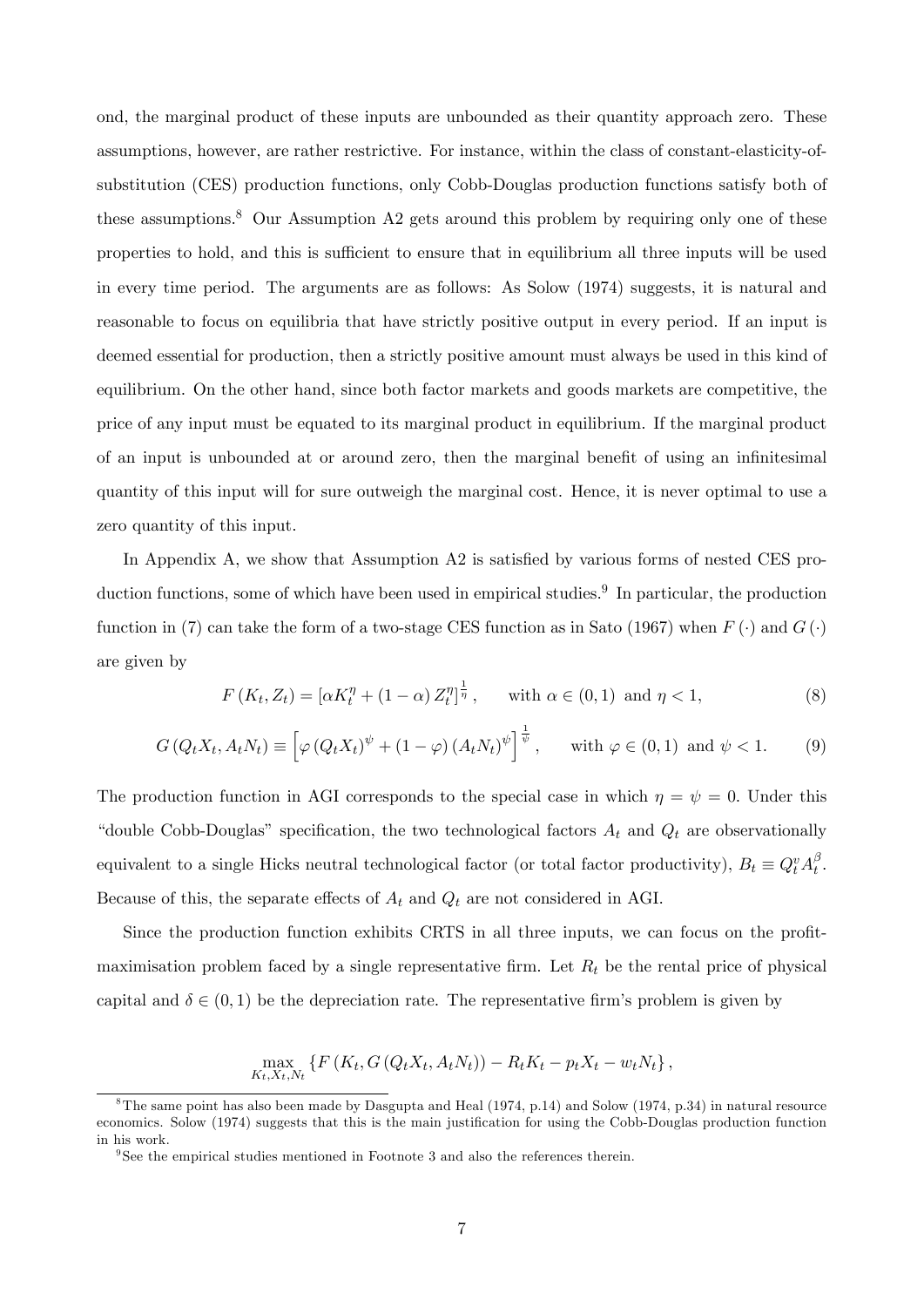ond, the marginal product of these inputs are unbounded as their quantity approach zero. These assumptions, however, are rather restrictive. For instance, within the class of constant-elasticity-of-substitution (CES) production functions, only Cobb-Douglas production functions satisfy both of these assumptions.[8] Our Assumption A2 gets around this problem by requiring only one of these properties to hold, and this is sufficient to ensure that in equilibrium all three inputs will be used in every time period. The arguments are as follows: As Solow (1974) suggests, it is natural and reasonable to focus on equilibria that have strictly positive output in every period. If an input is deemed essential for production, then a strictly positive amount must always be used in this kind of equilibrium. On the other hand, since both factor markets and goods markets are competitive, the price of any input must be equated to its marginal product in equilibrium. If the marginal product of an input is unbounded at or around zero, then the marginal benefit of using an infinitesimal quantity of this input will for sure outweigh the marginal cost. Hence, it is never optimal to use a zero quantity of this input.

In Appendix A, we show that Assumption A2 is satisfied by various forms of nested CES production functions, some of which have been used in empirical studies.[9] In particular, the production function in (7) can take the form of a two-stage CES function as in Sato (1967) when $F(\cdot)$ and $G(\cdot)$ are given by

$$F(K_t, Z_t) = [\alpha K_t^\eta + (1-\alpha) Z_t^\eta]^{\frac{1}{\eta}}, \qquad \text{with } \alpha \in (0,1) \text{ and } \eta < 1, \tag{8}$$

$$G(Q_t X_t, A_t N_t) \equiv \left[\varphi (Q_t X_t)^\psi + (1-\varphi)(A_t N_t)^\psi\right]^{\frac{1}{\psi}}, \qquad \text{with } \varphi \in (0,1) \text{ and } \psi < 1. \tag{9}$$

The production function in AGI corresponds to the special case in which $\eta = \psi = 0$. Under this "double Cobb-Douglas" specification, the two technological factors $A_t$ and $Q_t$ are observationally equivalent to a single Hicks neutral technological factor (or total factor productivity), $B_t \equiv Q_t^v A_t^\beta$. Because of this, the separate effects of $A_t$ and $Q_t$ are not considered in AGI.

Since the production function exhibits CRTS in all three inputs, we can focus on the profit-maximisation problem faced by a single representative firm. Let $R_t$ be the rental price of physical capital and $\delta \in (0,1)$ be the depreciation rate. The representative firm's problem is given by

$$\max_{K_t, X_t, N_t} \left\{ F(K_t, G(Q_t X_t, A_t N_t)) - R_t K_t - p_t X_t - w_t N_t \right\},$$

[8] The same point has also been made by Dasgupta and Heal (1974, p.14) and Solow (1974, p.34) in natural resource economics. Solow (1974) suggests that this is the main justification for using the Cobb-Douglas production function in his work.

[9] See the empirical studies mentioned in Footnote 3 and also the references therein.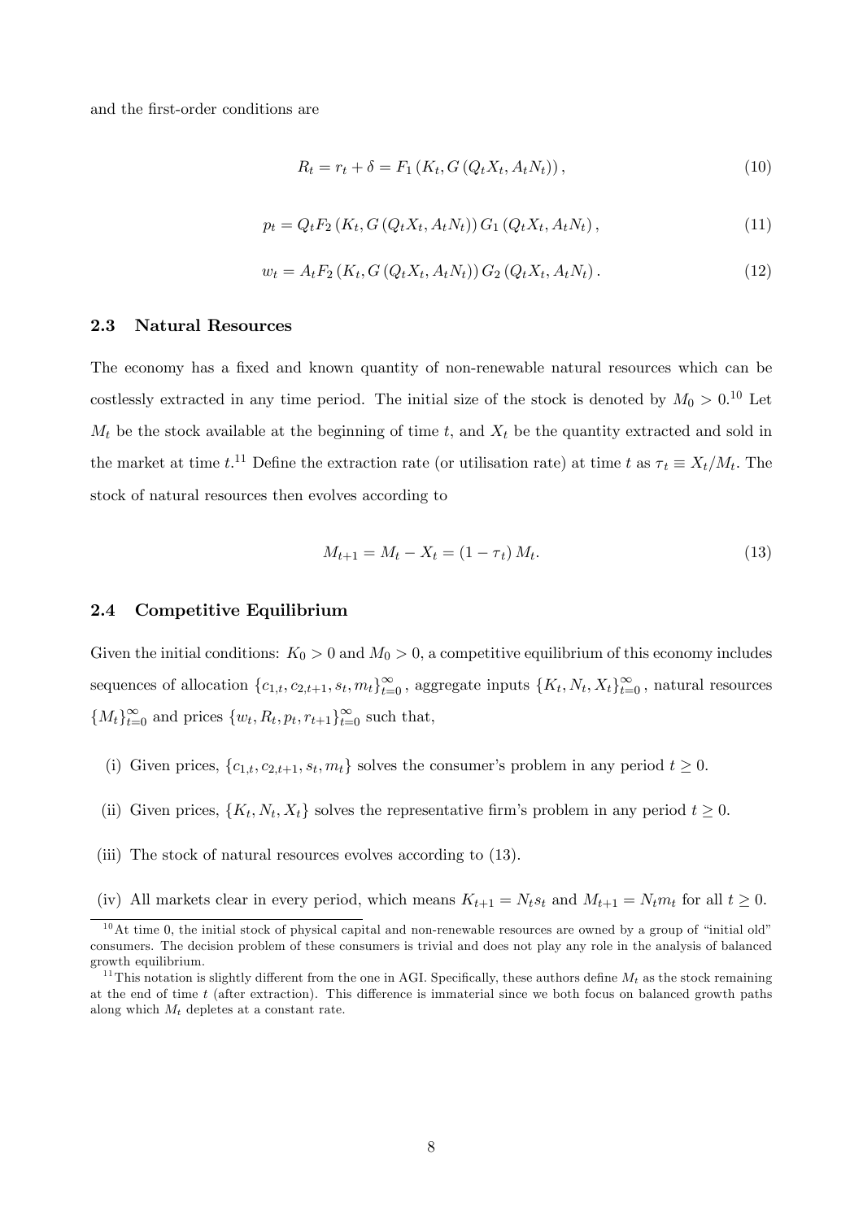and the first-order conditions are

$$R_t = r_t + \delta = F_1 \left(K_t, G\left(Q_t X_t, A_t N_t\right)\right), \tag{10}$$

$$p_t = Q_t F_2 \left(K_t, G\left(Q_t X_t, A_t N_t\right)\right) G_1 \left(Q_t X_t, A_t N_t\right), \tag{11}$$

$$w_t = A_t F_2 \left(K_t, G\left(Q_t X_t, A_t N_t\right)\right) G_2 \left(Q_t X_t, A_t N_t\right). \tag{12}$$

### 2.3 Natural Resources

The economy has a fixed and known quantity of non-renewable natural resources which can be costlessly extracted in any time period. The initial size of the stock is denoted by $M_0 > 0$.[10] Let $M_t$ be the stock available at the beginning of time $t$, and $X_t$ be the quantity extracted and sold in the market at time $t$.[11] Define the extraction rate (or utilisation rate) at time $t$ as $\tau_t \equiv X_t / M_t$. The stock of natural resources then evolves according to

$$M_{t+1} = M_t - X_t = \left(1 - \tau_t\right) M_t. \tag{13}$$

### 2.4 Competitive Equilibrium

Given the initial conditions: $K_0 > 0$ and $M_0 > 0$, a competitive equilibrium of this economy includes sequences of allocation $\{c_{1,t}, c_{2,t+1}, s_t, m_t\}_{t=0}^{\infty}$, aggregate inputs $\{K_t, N_t, X_t\}_{t=0}^{\infty}$, natural resources $\{M_t\}_{t=0}^{\infty}$ and prices $\{w_t, R_t, p_t, r_{t+1}\}_{t=0}^{\infty}$ such that,

(i) Given prices, $\{c_{1,t}, c_{2,t+1}, s_t, m_t\}$ solves the consumer's problem in any period $t \geq 0$.

(ii) Given prices, $\{K_t, N_t, X_t\}$ solves the representative firm's problem in any period $t \geq 0$.

(iii) The stock of natural resources evolves according to (13).

(iv) All markets clear in every period, which means $K_{t+1} = N_t s_t$ and $M_{t+1} = N_t m_t$ for all $t \geq 0$.

---

[10] At time 0, the initial stock of physical capital and non-renewable resources are owned by a group of "initial old" consumers. The decision problem of these consumers is trivial and does not play any role in the analysis of balanced growth equilibrium.

[11] This notation is slightly different from the one in AGI. Specifically, these authors define $M_t$ as the stock remaining at the end of time $t$ (after extraction). This difference is immaterial since we both focus on balanced growth paths along which $M_t$ depletes at a constant rate.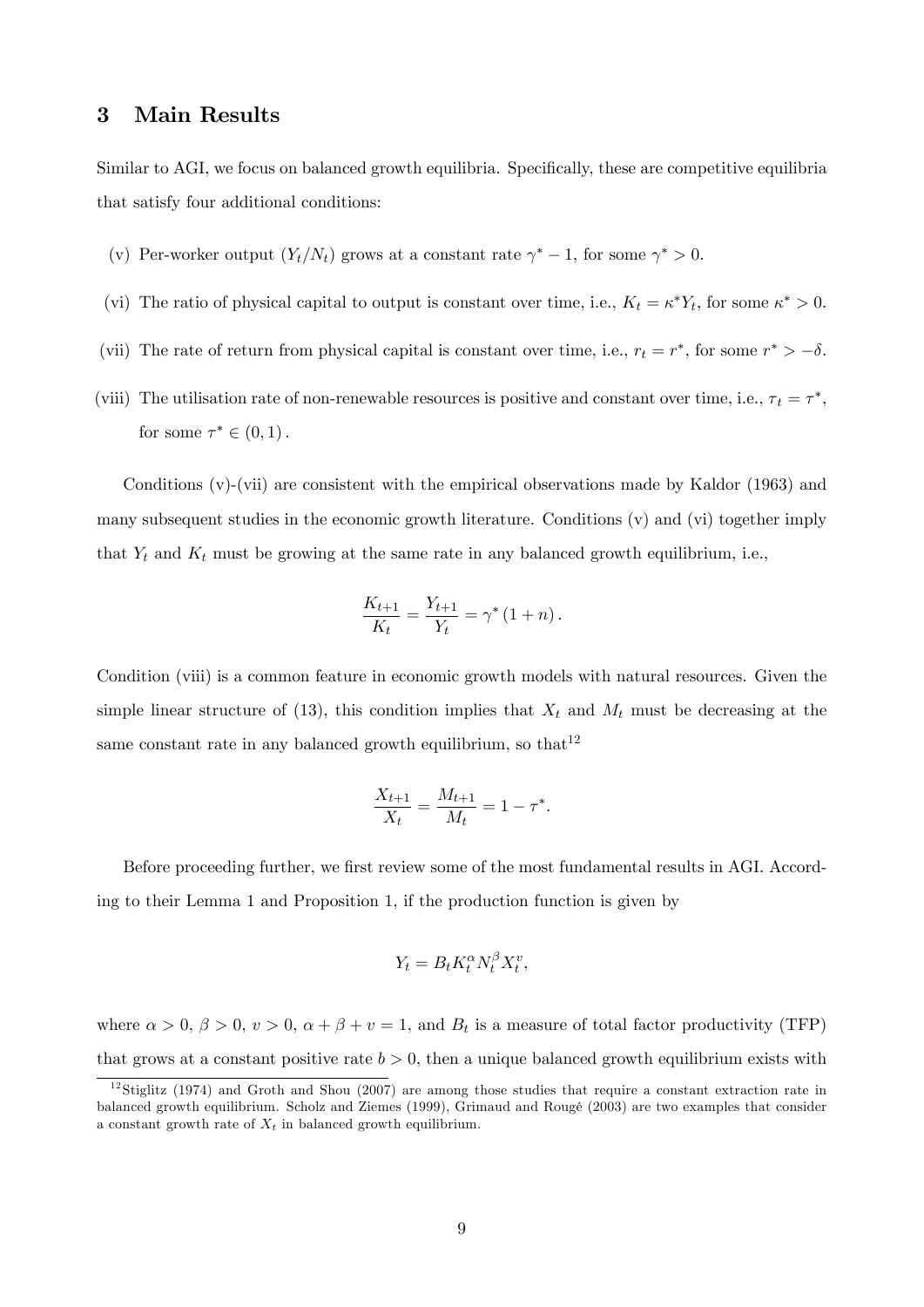## 3 Main Results

Similar to AGI, we focus on balanced growth equilibria. Specifically, these are competitive equilibria that satisfy four additional conditions:

(v) Per-worker output ($Y_t/N_t$) grows at a constant rate $\gamma^* - 1$, for some $\gamma^* > 0$.

(vi) The ratio of physical capital to output is constant over time, i.e., $K_t = \kappa^* Y_t$, for some $\kappa^* > 0$.

(vii) The rate of return from physical capital is constant over time, i.e., $r_t = r^*$, for some $r^* > -\delta$.

(viii) The utilisation rate of non-renewable resources is positive and constant over time, i.e., $\tau_t = \tau^*$, for some $\tau^* \in (0, 1)$.

Conditions (v)-(vii) are consistent with the empirical observations made by Kaldor (1963) and many subsequent studies in the economic growth literature. Conditions (v) and (vi) together imply that $Y_t$ and $K_t$ must be growing at the same rate in any balanced growth equilibrium, i.e.,

$$\frac{K_{t+1}}{K_t} = \frac{Y_{t+1}}{Y_t} = \gamma^* (1 + n).$$

Condition (viii) is a common feature in economic growth models with natural resources. Given the simple linear structure of (13), this condition implies that $X_t$ and $M_t$ must be decreasing at the same constant rate in any balanced growth equilibrium, so that[12]

$$\frac{X_{t+1}}{X_t} = \frac{M_{t+1}}{M_t} = 1 - \tau^*.$$

Before proceeding further, we first review some of the most fundamental results in AGI. According to their Lemma 1 and Proposition 1, if the production function is given by

$$Y_t = B_t K_t^{\alpha} N_t^{\beta} X_t^{v},$$

where $\alpha > 0$, $\beta > 0$, $v > 0$, $\alpha + \beta + v = 1$, and $B_t$ is a measure of total factor productivity (TFP) that grows at a constant positive rate $b > 0$, then a unique balanced growth equilibrium exists with

[12] Stiglitz (1974) and Groth and Shou (2007) are among those studies that require a constant extraction rate in balanced growth equilibrium. Scholz and Ziemes (1999), Grimaud and Rougé (2003) are two examples that consider a constant growth rate of $X_t$ in balanced growth equilibrium.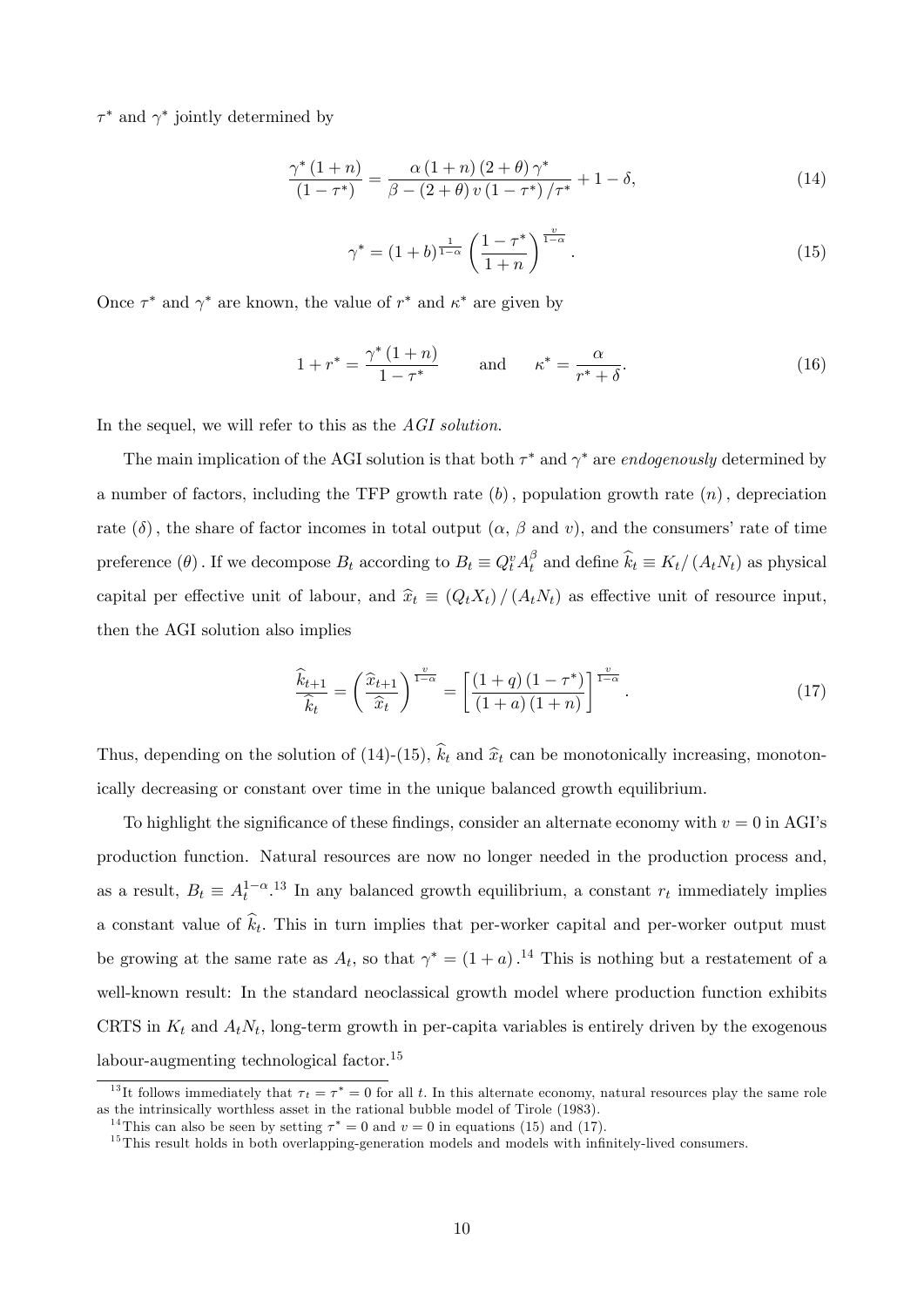$\tau^*$ and $\gamma^*$ jointly determined by

$$\frac{\gamma^* (1+n)}{(1-\tau^*)} = \frac{\alpha (1+n)(2+\theta)\gamma^*}{\beta - (2+\theta) v (1-\tau^*)/\tau^*} + 1 - \delta, \tag{14}$$

$$\gamma^* = (1+b)^{\frac{1}{1-\alpha}} \left(\frac{1-\tau^*}{1+n}\right)^{\frac{v}{1-\alpha}}. \tag{15}$$

Once $\tau^*$ and $\gamma^*$ are known, the value of $r^*$ and $\kappa^*$ are given by

$$1 + r^* = \frac{\gamma^* (1+n)}{1-\tau^*} \qquad \text{and} \qquad \kappa^* = \frac{\alpha}{r^* + \delta}. \tag{16}$$

In the sequel, we will refer to this as the *AGI solution*.

The main implication of the AGI solution is that both $\tau^*$ and $\gamma^*$ are *endogenously* determined by a number of factors, including the TFP growth rate $(b)$, population growth rate $(n)$, depreciation rate $(\delta)$, the share of factor incomes in total output ($\alpha$, $\beta$ and $v$), and the consumers' rate of time preference $(\theta)$. If we decompose $B_t$ according to $B_t \equiv Q_t^v A_t^\beta$ and define $\widehat{k}_t \equiv K_t / (A_t N_t)$ as physical capital per effective unit of labour, and $\widehat{x}_t \equiv (Q_t X_t) / (A_t N_t)$ as effective unit of resource input, then the AGI solution also implies

$$\frac{\widehat{k}_{t+1}}{\widehat{k}_t} = \left(\frac{\widehat{x}_{t+1}}{\widehat{x}_t}\right)^{\frac{v}{1-\alpha}} = \left[\frac{(1+q)(1-\tau^*)}{(1+a)(1+n)}\right]^{\frac{v}{1-\alpha}}. \tag{17}$$

Thus, depending on the solution of (14)-(15), $\widehat{k}_t$ and $\widehat{x}_t$ can be monotonically increasing, monotonically decreasing or constant over time in the unique balanced growth equilibrium.

To highlight the significance of these findings, consider an alternate economy with $v = 0$ in AGI's production function. Natural resources are now no longer needed in the production process and, as a result, $B_t \equiv A_t^{1-\alpha}$.[13] In any balanced growth equilibrium, a constant $r_t$ immediately implies a constant value of $\widehat{k}_t$. This in turn implies that per-worker capital and per-worker output must be growing at the same rate as $A_t$, so that $\gamma^* = (1+a)$.[14] This is nothing but a restatement of a well-known result: In the standard neoclassical growth model where production function exhibits CRTS in $K_t$ and $A_t N_t$, long-term growth in per-capita variables is entirely driven by the exogenous labour-augmenting technological factor.[15]

---

[13] It follows immediately that $\tau_t = \tau^* = 0$ for all $t$. In this alternate economy, natural resources play the same role as the intrinsically worthless asset in the rational bubble model of Tirole (1983).

[14] This can also be seen by setting $\tau^* = 0$ and $v = 0$ in equations (15) and (17).

[15] This result holds in both overlapping-generation models and models with infinitely-lived consumers.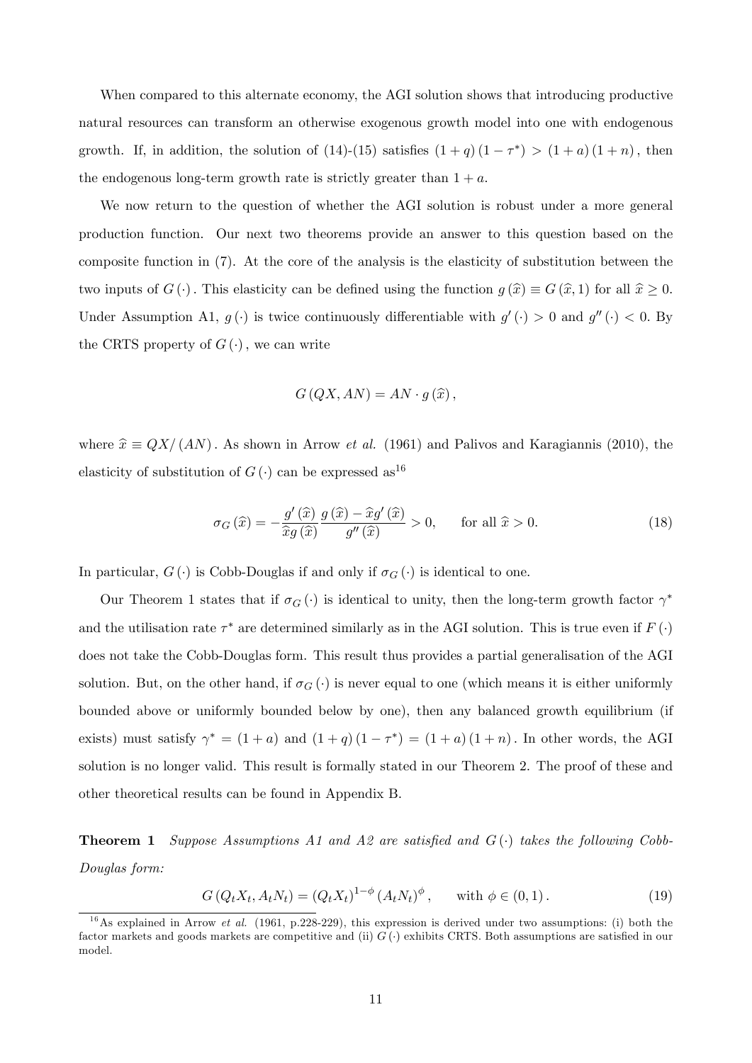When compared to this alternate economy, the AGI solution shows that introducing productive natural resources can transform an otherwise exogenous growth model into one with endogenous growth. If, in addition, the solution of (14)-(15) satisfies $(1+q)(1-\tau^*) > (1+a)(1+n)$, then the endogenous long-term growth rate is strictly greater than $1+a$.

We now return to the question of whether the AGI solution is robust under a more general production function. Our next two theorems provide an answer to this question based on the composite function in (7). At the core of the analysis is the elasticity of substitution between the two inputs of $G(\cdot)$. This elasticity can be defined using the function $g(\widehat{x}) \equiv G(\widehat{x}, 1)$ for all $\widehat{x} \geq 0$. Under Assumption A1, $g(\cdot)$ is twice continuously differentiable with $g'(\cdot) > 0$ and $g''(\cdot) < 0$. By the CRTS property of $G(\cdot)$, we can write

$$G(QX, AN) = AN \cdot g(\widehat{x}),$$

where $\widehat{x} \equiv QX/(AN)$. As shown in Arrow *et al.* (1961) and Palivos and Karagiannis (2010), the elasticity of substitution of $G(\cdot)$ can be expressed as[16]

$$\sigma_G(\widehat{x}) = -\frac{g'(\widehat{x})}{\widehat{x}g(\widehat{x})} \frac{g(\widehat{x}) - \widehat{x}g'(\widehat{x})}{g''(\widehat{x})} > 0, \qquad \text{for all } \widehat{x} > 0. \tag{18}$$

In particular, $G(\cdot)$ is Cobb-Douglas if and only if $\sigma_G(\cdot)$ is identical to one.

Our Theorem 1 states that if $\sigma_G(\cdot)$ is identical to unity, then the long-term growth factor $\gamma^*$ and the utilisation rate $\tau^*$ are determined similarly as in the AGI solution. This is true even if $F(\cdot)$ does not take the Cobb-Douglas form. This result thus provides a partial generalisation of the AGI solution. But, on the other hand, if $\sigma_G(\cdot)$ is never equal to one (which means it is either uniformly bounded above or uniformly bounded below by one), then any balanced growth equilibrium (if exists) must satisfy $\gamma^* = (1+a)$ and $(1+q)(1-\tau^*) = (1+a)(1+n)$. In other words, the AGI solution is no longer valid. This result is formally stated in our Theorem 2. The proof of these and other theoretical results can be found in Appendix B.

**Theorem 1** *Suppose Assumptions A1 and A2 are satisfied and $G(\cdot)$ takes the following Cobb-Douglas form:*

$$G(Q_t X_t, A_t N_t) = (Q_t X_t)^{1-\phi} (A_t N_t)^{\phi}, \qquad \text{with } \phi \in (0,1). \tag{19}$$

[16] As explained in Arrow *et al.* (1961, p.228-229), this expression is derived under two assumptions: (i) both the factor markets and goods markets are competitive and (ii) $G(\cdot)$ exhibits CRTS. Both assumptions are satisfied in our model.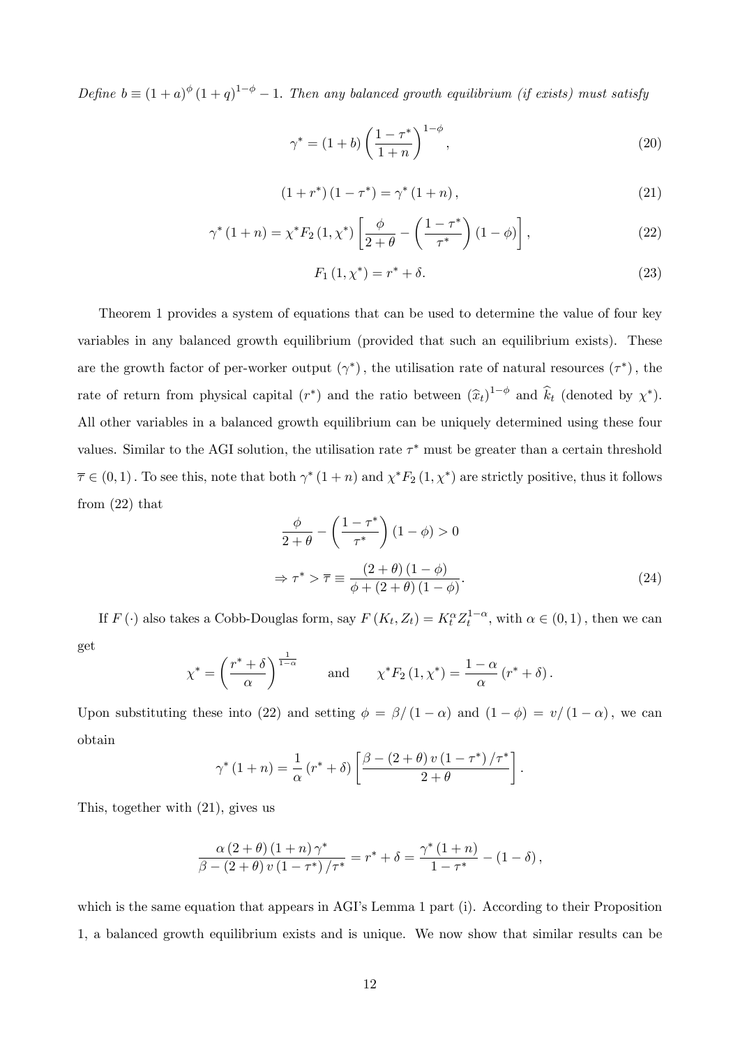*Define $b \equiv (1+a)^{\phi}(1+q)^{1-\phi} - 1$. Then any balanced growth equilibrium (if exists) must satisfy*

$$\gamma^* = (1+b)\left(\frac{1-\tau^*}{1+n}\right)^{1-\phi}, \tag{20}$$

$$(1+r^*)(1-\tau^*) = \gamma^*(1+n), \tag{21}$$

$$\gamma^*(1+n) = \chi^* F_2(1,\chi^*)\left[\frac{\phi}{2+\theta} - \left(\frac{1-\tau^*}{\tau^*}\right)(1-\phi)\right], \tag{22}$$

$$F_1(1,\chi^*) = r^* + \delta. \tag{23}$$

Theorem 1 provides a system of equations that can be used to determine the value of four key variables in any balanced growth equilibrium (provided that such an equilibrium exists). These are the growth factor of per-worker output $(\gamma^*)$, the utilisation rate of natural resources $(\tau^*)$, the rate of return from physical capital $(r^*)$ and the ratio between $(\widehat{x}_t)^{1-\phi}$ and $\widehat{k}_t$ (denoted by $\chi^*$). All other variables in a balanced growth equilibrium can be uniquely determined using these four values. Similar to the AGI solution, the utilisation rate $\tau^*$ must be greater than a certain threshold $\overline{\tau} \in (0,1)$. To see this, note that both $\gamma^*(1+n)$ and $\chi^* F_2(1,\chi^*)$ are strictly positive, thus it follows from (22) that

$$\frac{\phi}{2+\theta} - \left(\frac{1-\tau^*}{\tau^*}\right)(1-\phi) > 0$$

$$\Rightarrow \tau^* > \overline{\tau} \equiv \frac{(2+\theta)(1-\phi)}{\phi + (2+\theta)(1-\phi)}. \tag{24}$$

If $F(\cdot)$ also takes a Cobb-Douglas form, say $F(K_t, Z_t) = K_t^{\alpha} Z_t^{1-\alpha}$, with $\alpha \in (0,1)$, then we can get

$$\chi^* = \left(\frac{r^*+\delta}{\alpha}\right)^{\frac{1}{1-\alpha}} \qquad \text{and} \qquad \chi^* F_2(1,\chi^*) = \frac{1-\alpha}{\alpha}(r^*+\delta).$$

Upon substituting these into (22) and setting $\phi = \beta/(1-\alpha)$ and $(1-\phi) = v/(1-\alpha)$, we can obtain

$$\gamma^*(1+n) = \frac{1}{\alpha}(r^*+\delta)\left[\frac{\beta - (2+\theta)v(1-\tau^*)/\tau^*}{2+\theta}\right].$$

This, together with (21), gives us

$$\frac{\alpha(2+\theta)(1+n)\gamma^*}{\beta - (2+\theta)v(1-\tau^*)/\tau^*} = r^* + \delta = \frac{\gamma^*(1+n)}{1-\tau^*} - (1-\delta),$$

which is the same equation that appears in AGI's Lemma 1 part (i). According to their Proposition 1, a balanced growth equilibrium exists and is unique. We now show that similar results can be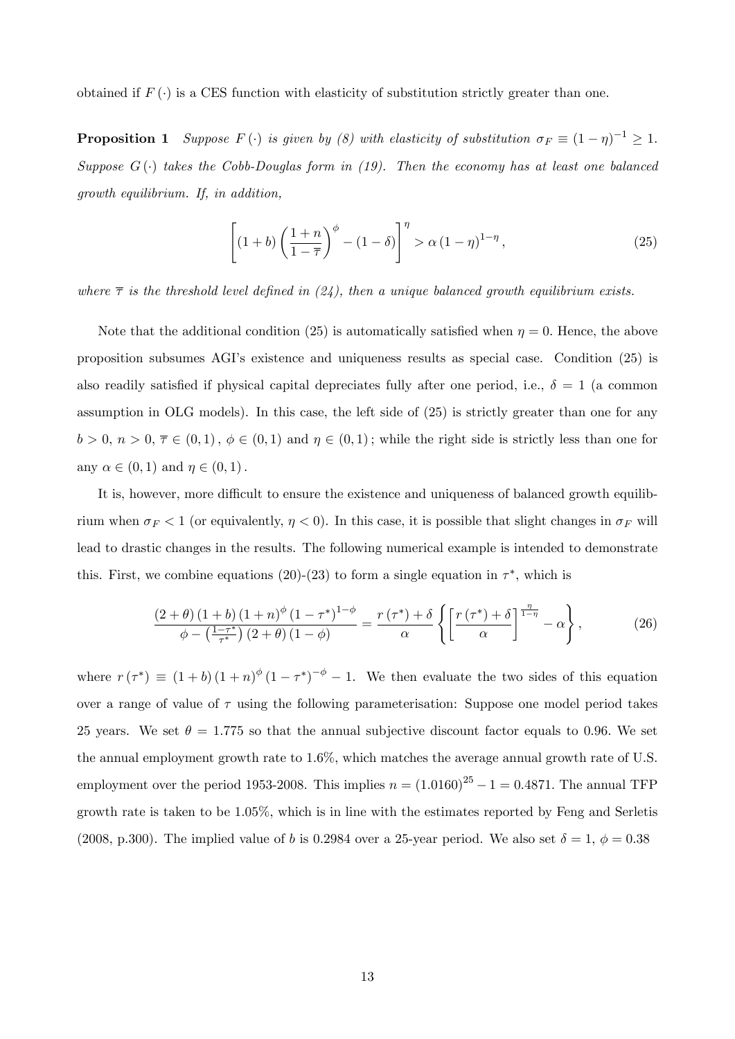obtained if $F(\cdot)$ is a CES function with elasticity of substitution strictly greater than one.

**Proposition 1** *Suppose $F(\cdot)$ is given by (8) with elasticity of substitution $\sigma_F \equiv (1-\eta)^{-1} \geq 1$. Suppose $G(\cdot)$ takes the Cobb-Douglas form in (19). Then the economy has at least one balanced growth equilibrium. If, in addition,*

$$\left[(1+b)\left(\frac{1+n}{1-\overline{\tau}}\right)^{\phi} - (1-\delta)\right]^{\eta} > \alpha(1-\eta)^{1-\eta}, \tag{25}$$

*where $\overline{\tau}$ is the threshold level defined in (24), then a unique balanced growth equilibrium exists.*

Note that the additional condition (25) is automatically satisfied when $\eta = 0$. Hence, the above proposition subsumes AGI's existence and uniqueness results as special case. Condition (25) is also readily satisfied if physical capital depreciates fully after one period, i.e., $\delta = 1$ (a common assumption in OLG models). In this case, the left side of (25) is strictly greater than one for any $b > 0$, $n > 0$, $\overline{\tau} \in (0,1)$, $\phi \in (0,1)$ and $\eta \in (0,1)$; while the right side is strictly less than one for any $\alpha \in (0,1)$ and $\eta \in (0,1)$.

It is, however, more difficult to ensure the existence and uniqueness of balanced growth equilibrium when $\sigma_F < 1$ (or equivalently, $\eta < 0$). In this case, it is possible that slight changes in $\sigma_F$ will lead to drastic changes in the results. The following numerical example is intended to demonstrate this. First, we combine equations (20)-(23) to form a single equation in $\tau^*$, which is

$$\frac{(2+\theta)(1+b)(1+n)^{\phi}(1-\tau^*)^{1-\phi}}{\phi - \left(\frac{1-\tau^*}{\tau^*}\right)(2+\theta)(1-\phi)} = \frac{r(\tau^*)+\delta}{\alpha}\left\{\left[\frac{r(\tau^*)+\delta}{\alpha}\right]^{\frac{\eta}{1-\eta}} - \alpha\right\}, \tag{26}$$

where $r(\tau^*) \equiv (1+b)(1+n)^{\phi}(1-\tau^*)^{-\phi} - 1$. We then evaluate the two sides of this equation over a range of value of $\tau$ using the following parameterisation: Suppose one model period takes 25 years. We set $\theta = 1.775$ so that the annual subjective discount factor equals to 0.96. We set the annual employment growth rate to 1.6%, which matches the average annual growth rate of U.S. employment over the period 1953-2008. This implies $n = (1.0160)^{25} - 1 = 0.4871$. The annual TFP growth rate is taken to be 1.05%, which is in line with the estimates reported by Feng and Serletis (2008, p.300). The implied value of $b$ is 0.2984 over a 25-year period. We also set $\delta = 1$, $\phi = 0.38$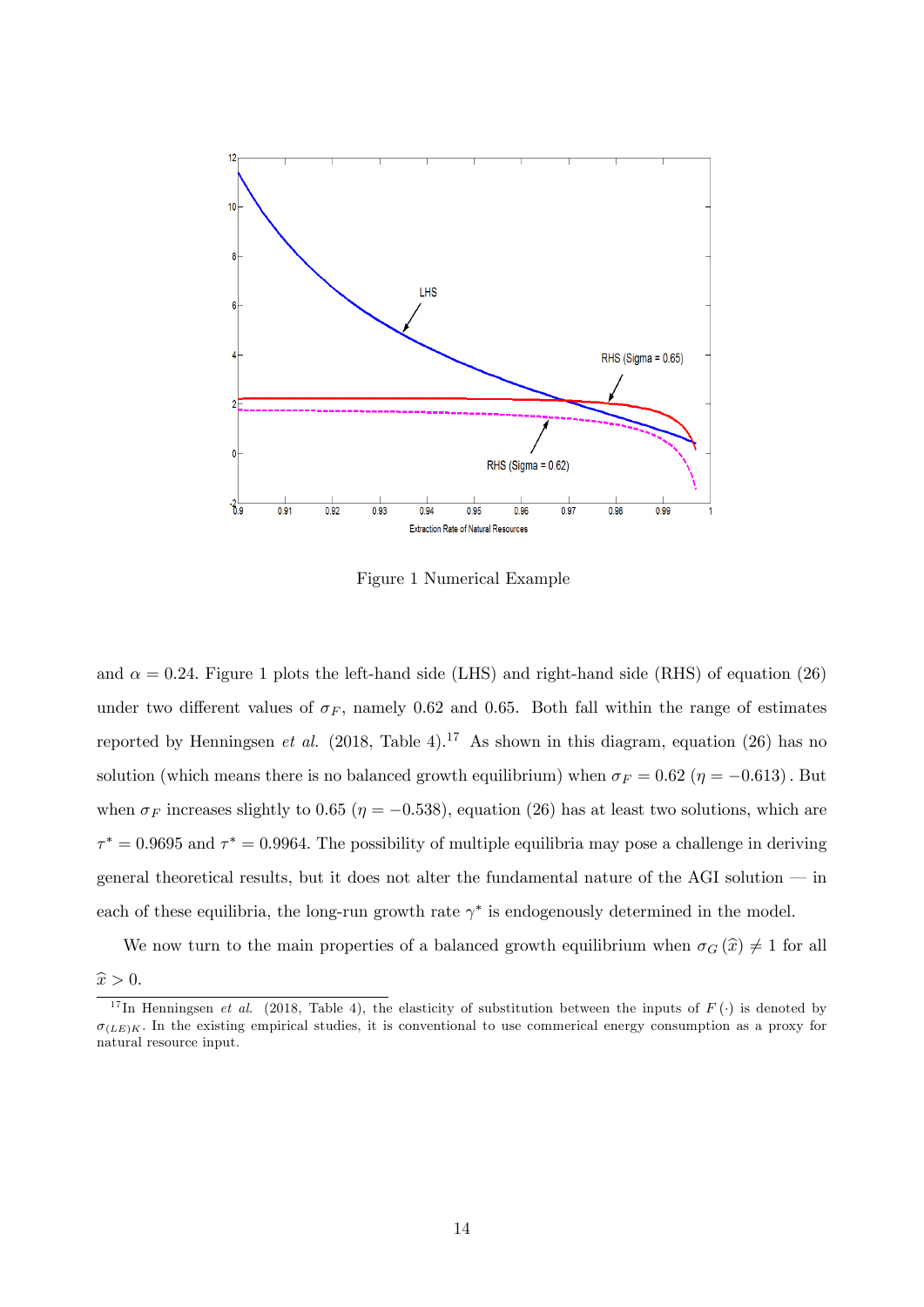Figure 1 Numerical Example

and $\alpha = 0.24$. Figure 1 plots the left-hand side (LHS) and right-hand side (RHS) of equation (26) under two different values of $\sigma_F$, namely 0.62 and 0.65. Both fall within the range of estimates reported by Henningsen *et al.* (2018, Table 4).[17] As shown in this diagram, equation (26) has no solution (which means there is no balanced growth equilibrium) when $\sigma_F = 0.62$ $(\eta = -0.613)$. But when $\sigma_F$ increases slightly to 0.65 $(\eta = -0.538)$, equation (26) has at least two solutions, which are $\tau^* = 0.9695$ and $\tau^* = 0.9964$. The possibility of multiple equilibria may pose a challenge in deriving general theoretical results, but it does not alter the fundamental nature of the AGI solution — in each of these equilibria, the long-run growth rate $\gamma^*$ is endogenously determined in the model.

We now turn to the main properties of a balanced growth equilibrium when $\sigma_G(\widehat{x}) \neq 1$ for all $\widehat{x} > 0$.

[17] In Henningsen *et al.* (2018, Table 4), the elasticity of substitution between the inputs of $F(\cdot)$ is denoted by $\sigma_{(LE)K}$. In the existing empirical studies, it is conventional to use commerical energy consumption as a proxy for natural resource input.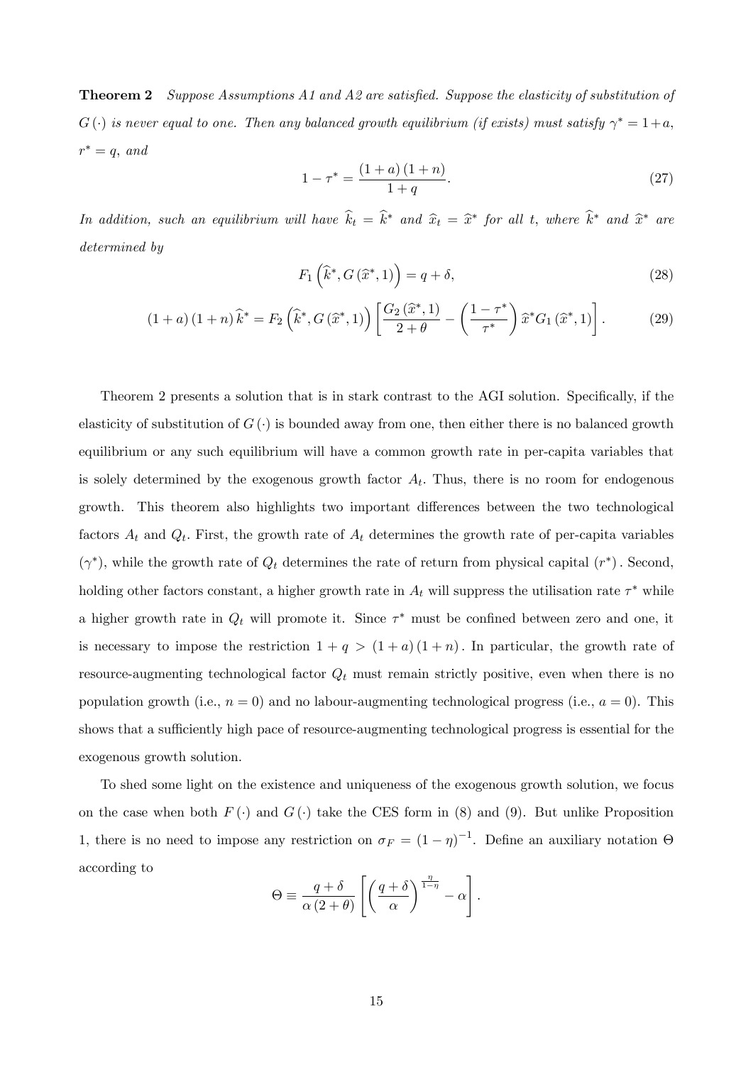**Theorem 2** *Suppose Assumptions A1 and A2 are satisfied. Suppose the elasticity of substitution of $G(\cdot)$ is never equal to one. Then any balanced growth equilibrium (if exists) must satisfy $\gamma^* = 1 + a$, $r^* = q$, and*

$$1 - \tau^* = \frac{(1+a)(1+n)}{1+q}. \tag{27}$$

*In addition, such an equilibrium will have $\widehat{k}_t = \widehat{k}^*$ and $\widehat{x}_t = \widehat{x}^*$ for all $t$, where $\widehat{k}^*$ and $\widehat{x}^*$ are determined by*

$$F_1\left(\widehat{k}^*, G(\widehat{x}^*, 1)\right) = q + \delta, \tag{28}$$

$$(1+a)(1+n)\widehat{k}^* = F_2\left(\widehat{k}^*, G(\widehat{x}^*, 1)\right)\left[\frac{G_2(\widehat{x}^*, 1)}{2+\theta} - \left(\frac{1-\tau^*}{\tau^*}\right)\widehat{x}^* G_1(\widehat{x}^*, 1)\right]. \tag{29}$$

Theorem 2 presents a solution that is in stark contrast to the AGI solution. Specifically, if the elasticity of substitution of $G(\cdot)$ is bounded away from one, then either there is no balanced growth equilibrium or any such equilibrium will have a common growth rate in per-capita variables that is solely determined by the exogenous growth factor $A_t$. Thus, there is no room for endogenous growth. This theorem also highlights two important differences between the two technological factors $A_t$ and $Q_t$. First, the growth rate of $A_t$ determines the growth rate of per-capita variables ($\gamma^*$), while the growth rate of $Q_t$ determines the rate of return from physical capital $(r^*)$. Second, holding other factors constant, a higher growth rate in $A_t$ will suppress the utilisation rate $\tau^*$ while a higher growth rate in $Q_t$ will promote it. Since $\tau^*$ must be confined between zero and one, it is necessary to impose the restriction $1 + q > (1+a)(1+n)$. In particular, the growth rate of resource-augmenting technological factor $Q_t$ must remain strictly positive, even when there is no population growth (i.e., $n = 0$) and no labour-augmenting technological progress (i.e., $a = 0$). This shows that a sufficiently high pace of resource-augmenting technological progress is essential for the exogenous growth solution.

To shed some light on the existence and uniqueness of the exogenous growth solution, we focus on the case when both $F(\cdot)$ and $G(\cdot)$ take the CES form in (8) and (9). But unlike Proposition 1, there is no need to impose any restriction on $\sigma_F = (1-\eta)^{-1}$. Define an auxiliary notation $\Theta$ according to

$$\Theta \equiv \frac{q+\delta}{\alpha(2+\theta)}\left[\left(\frac{q+\delta}{\alpha}\right)^{\frac{\eta}{1-\eta}} - \alpha\right].$$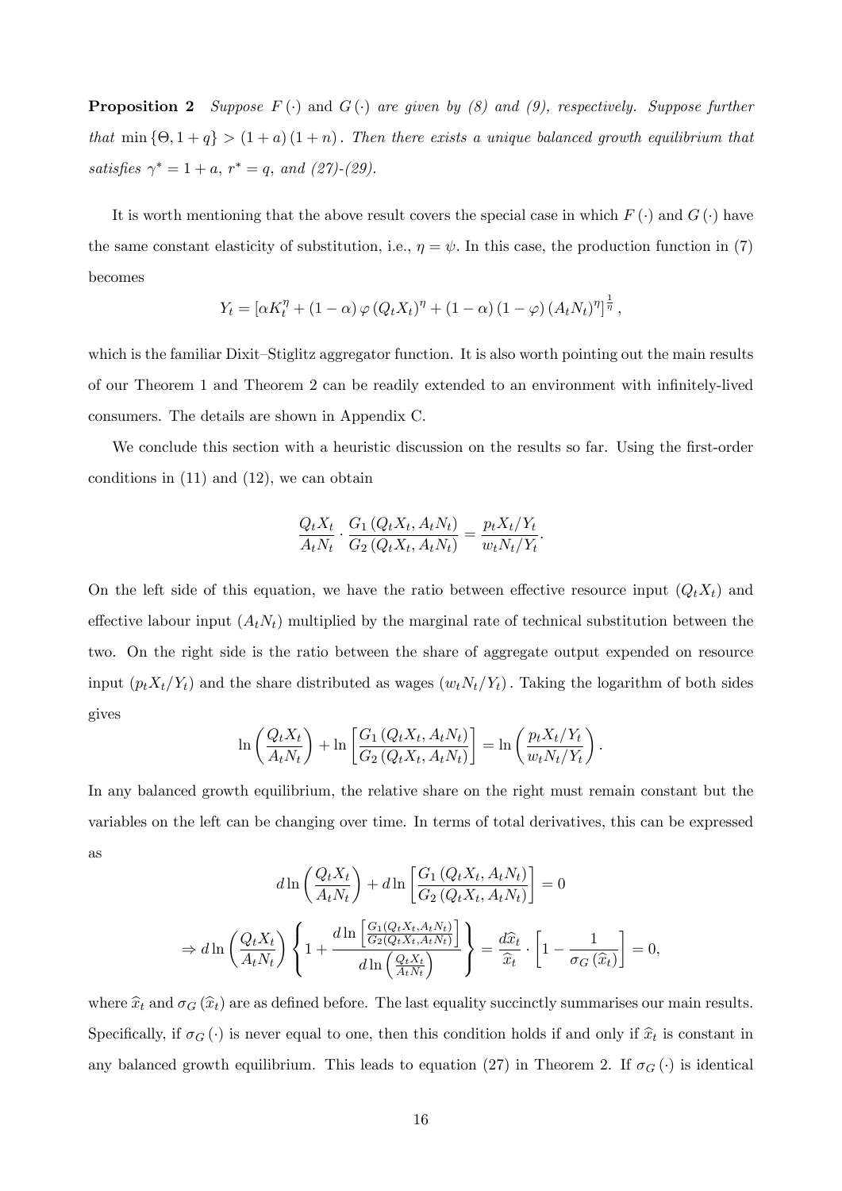**Proposition 2** *Suppose $F(\cdot)$ and $G(\cdot)$ are given by (8) and (9), respectively. Suppose further that $\min\{\Theta, 1+q\} > (1+a)(1+n)$. Then there exists a unique balanced growth equilibrium that satisfies $\gamma^* = 1+a$, $r^* = q$, and (27)-(29).*

It is worth mentioning that the above result covers the special case in which $F(\cdot)$ and $G(\cdot)$ have the same constant elasticity of substitution, i.e., $\eta = \psi$. In this case, the production function in (7) becomes

$$Y_t = \left[\alpha K_t^{\eta} + (1-\alpha)\varphi (Q_t X_t)^{\eta} + (1-\alpha)(1-\varphi)(A_t N_t)^{\eta}\right]^{\frac{1}{\eta}},$$

which is the familiar Dixit–Stiglitz aggregator function. It is also worth pointing out the main results of our Theorem 1 and Theorem 2 can be readily extended to an environment with infinitely-lived consumers. The details are shown in Appendix C.

We conclude this section with a heuristic discussion on the results so far. Using the first-order conditions in (11) and (12), we can obtain

$$\frac{Q_t X_t}{A_t N_t} \cdot \frac{G_1(Q_t X_t, A_t N_t)}{G_2(Q_t X_t, A_t N_t)} = \frac{p_t X_t / Y_t}{w_t N_t / Y_t}.$$

On the left side of this equation, we have the ratio between effective resource input $(Q_t X_t)$ and effective labour input $(A_t N_t)$ multiplied by the marginal rate of technical substitution between the two. On the right side is the ratio between the share of aggregate output expended on resource input $(p_t X_t / Y_t)$ and the share distributed as wages $(w_t N_t / Y_t)$. Taking the logarithm of both sides gives

$$\ln\left(\frac{Q_t X_t}{A_t N_t}\right) + \ln\left[\frac{G_1(Q_t X_t, A_t N_t)}{G_2(Q_t X_t, A_t N_t)}\right] = \ln\left(\frac{p_t X_t / Y_t}{w_t N_t / Y_t}\right).$$

In any balanced growth equilibrium, the relative share on the right must remain constant but the variables on the left can be changing over time. In terms of total derivatives, this can be expressed as

$$d\ln\left(\frac{Q_t X_t}{A_t N_t}\right) + d\ln\left[\frac{G_1(Q_t X_t, A_t N_t)}{G_2(Q_t X_t, A_t N_t)}\right] = 0$$

$$\Rightarrow d\ln\left(\frac{Q_t X_t}{A_t N_t}\right)\left\{1 + \frac{d\ln\left[\frac{G_1(Q_t X_t, A_t N_t)}{G_2(Q_t X_t, A_t N_t)}\right]}{d\ln\left(\frac{Q_t X_t}{A_t N_t}\right)}\right\} = \frac{d\widehat{x}_t}{\widehat{x}_t} \cdot \left[1 - \frac{1}{\sigma_G(\widehat{x}_t)}\right] = 0,$$

where $\widehat{x}_t$ and $\sigma_G(\widehat{x}_t)$ are as defined before. The last equality succinctly summarises our main results. Specifically, if $\sigma_G(\cdot)$ is never equal to one, then this condition holds if and only if $\widehat{x}_t$ is constant in any balanced growth equilibrium. This leads to equation (27) in Theorem 2. If $\sigma_G(\cdot)$ is identical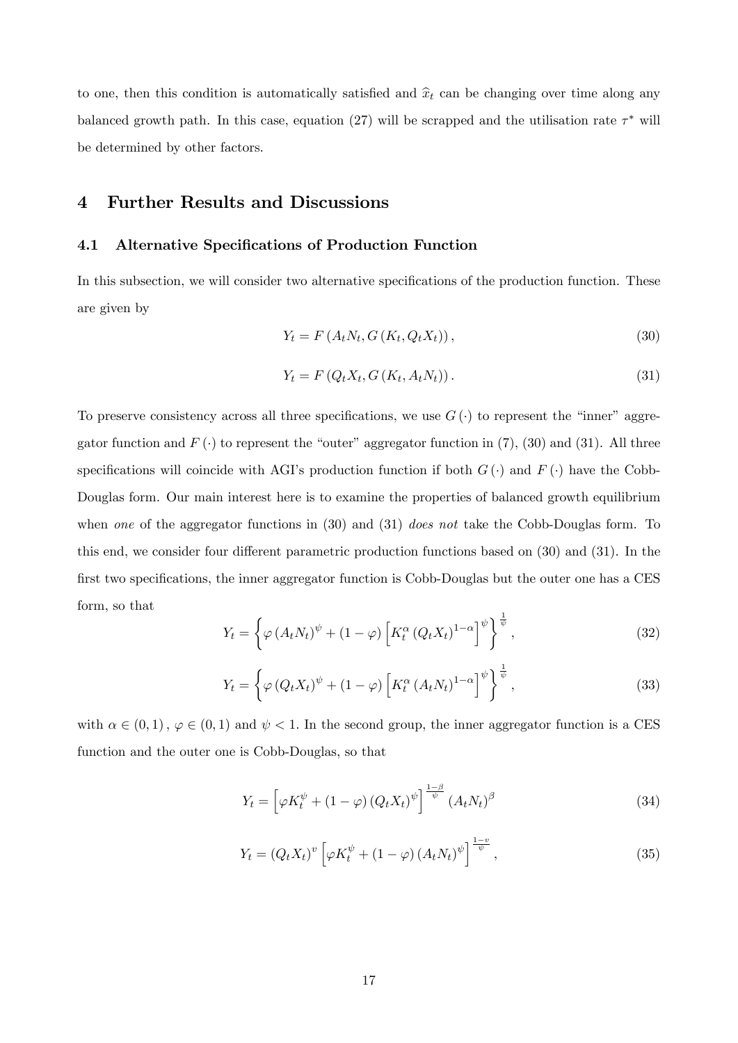to one, then this condition is automatically satisfied and $\widehat{x}_t$ can be changing over time along any balanced growth path. In this case, equation (27) will be scrapped and the utilisation rate $\tau^*$ will be determined by other factors.

# 4 Further Results and Discussions

## 4.1 Alternative Specifications of Production Function

In this subsection, we will consider two alternative specifications of the production function. These are given by

$$Y_t = F\left(A_t N_t, G\left(K_t, Q_t X_t\right)\right), \tag{30}$$

$$Y_t = F\left(Q_t X_t, G\left(K_t, A_t N_t\right)\right). \tag{31}$$

To preserve consistency across all three specifications, we use $G(\cdot)$ to represent the "inner" aggregator function and $F(\cdot)$ to represent the "outer" aggregator function in (7), (30) and (31). All three specifications will coincide with AGI's production function if both $G(\cdot)$ and $F(\cdot)$ have the Cobb-Douglas form. Our main interest here is to examine the properties of balanced growth equilibrium when *one* of the aggregator functions in (30) and (31) *does not* take the Cobb-Douglas form. To this end, we consider four different parametric production functions based on (30) and (31). In the first two specifications, the inner aggregator function is Cobb-Douglas but the outer one has a CES form, so that

$$Y_t = \left\{\varphi\left(A_t N_t\right)^{\psi} + (1-\varphi)\left[K_t^{\alpha}\left(Q_t X_t\right)^{1-\alpha}\right]^{\psi}\right\}^{\frac{1}{\psi}}, \tag{32}$$

$$Y_t = \left\{\varphi\left(Q_t X_t\right)^{\psi} + (1-\varphi)\left[K_t^{\alpha}\left(A_t N_t\right)^{1-\alpha}\right]^{\psi}\right\}^{\frac{1}{\psi}}, \tag{33}$$

with $\alpha \in (0,1)$, $\varphi \in (0,1)$ and $\psi < 1$. In the second group, the inner aggregator function is a CES function and the outer one is Cobb-Douglas, so that

$$Y_t = \left[\varphi K_t^{\psi} + (1-\varphi)\left(Q_t X_t\right)^{\psi}\right]^{\frac{1-\beta}{\psi}}\left(A_t N_t\right)^{\beta} \tag{34}$$

$$Y_t = \left(Q_t X_t\right)^{v}\left[\varphi K_t^{\psi} + (1-\varphi)\left(A_t N_t\right)^{\psi}\right]^{\frac{1-v}{\psi}}, \tag{35}$$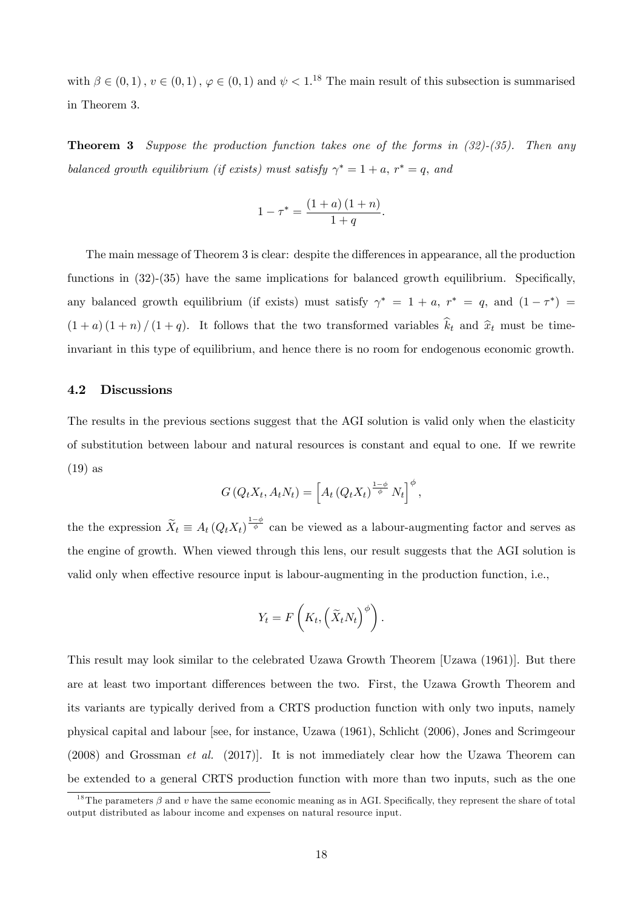with $\beta \in (0,1)$, $v \in (0,1)$, $\varphi \in (0,1)$ and $\psi < 1$.[18] The main result of this subsection is summarised in Theorem 3.

**Theorem 3** *Suppose the production function takes one of the forms in (32)-(35). Then any balanced growth equilibrium (if exists) must satisfy $\gamma^* = 1 + a$, $r^* = q$, and*

$$1 - \tau^* = \frac{(1+a)(1+n)}{1+q}.$$

The main message of Theorem 3 is clear: despite the differences in appearance, all the production functions in (32)-(35) have the same implications for balanced growth equilibrium. Specifically, any balanced growth equilibrium (if exists) must satisfy $\gamma^* = 1 + a$, $r^* = q$, and $(1 - \tau^*) = (1+a)(1+n)/(1+q)$. It follows that the two transformed variables $\widehat{k}_t$ and $\widehat{x}_t$ must be time-invariant in this type of equilibrium, and hence there is no room for endogenous economic growth.

### 4.2 Discussions

The results in the previous sections suggest that the AGI solution is valid only when the elasticity of substitution between labour and natural resources is constant and equal to one. If we rewrite (19) as

$$G(Q_t X_t, A_t N_t) = \left[A_t (Q_t X_t)^{\frac{1-\phi}{\phi}} N_t\right]^{\phi},$$

the the expression $\widetilde{X}_t \equiv A_t (Q_t X_t)^{\frac{1-\phi}{\phi}}$ can be viewed as a labour-augmenting factor and serves as the engine of growth. When viewed through this lens, our result suggests that the AGI solution is valid only when effective resource input is labour-augmenting in the production function, i.e.,

$$Y_t = F\left(K_t, \left(\widetilde{X}_t N_t\right)^{\phi}\right).$$

This result may look similar to the celebrated Uzawa Growth Theorem [Uzawa (1961)]. But there are at least two important differences between the two. First, the Uzawa Growth Theorem and its variants are typically derived from a CRTS production function with only two inputs, namely physical capital and labour [see, for instance, Uzawa (1961), Schlicht (2006), Jones and Scrimgeour (2008) and Grossman *et al.* (2017)]. It is not immediately clear how the Uzawa Theorem can be extended to a general CRTS production function with more than two inputs, such as the one

[18] The parameters $\beta$ and $v$ have the same economic meaning as in AGI. Specifically, they represent the share of total output distributed as labour income and expenses on natural resource input.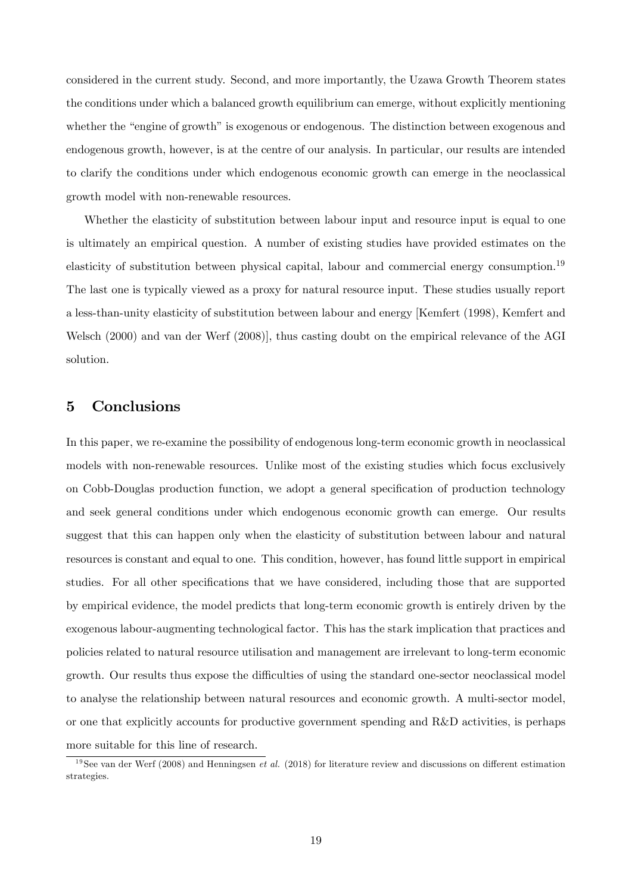considered in the current study. Second, and more importantly, the Uzawa Growth Theorem states the conditions under which a balanced growth equilibrium can emerge, without explicitly mentioning whether the "engine of growth" is exogenous or endogenous. The distinction between exogenous and endogenous growth, however, is at the centre of our analysis. In particular, our results are intended to clarify the conditions under which endogenous economic growth can emerge in the neoclassical growth model with non-renewable resources.

Whether the elasticity of substitution between labour input and resource input is equal to one is ultimately an empirical question. A number of existing studies have provided estimates on the elasticity of substitution between physical capital, labour and commercial energy consumption.[19] The last one is typically viewed as a proxy for natural resource input. These studies usually report a less-than-unity elasticity of substitution between labour and energy [Kemfert (1998), Kemfert and Welsch (2000) and van der Werf (2008)], thus casting doubt on the empirical relevance of the AGI solution.

## 5 Conclusions

In this paper, we re-examine the possibility of endogenous long-term economic growth in neoclassical models with non-renewable resources. Unlike most of the existing studies which focus exclusively on Cobb-Douglas production function, we adopt a general specification of production technology and seek general conditions under which endogenous economic growth can emerge. Our results suggest that this can happen only when the elasticity of substitution between labour and natural resources is constant and equal to one. This condition, however, has found little support in empirical studies. For all other specifications that we have considered, including those that are supported by empirical evidence, the model predicts that long-term economic growth is entirely driven by the exogenous labour-augmenting technological factor. This has the stark implication that practices and policies related to natural resource utilisation and management are irrelevant to long-term economic growth. Our results thus expose the difficulties of using the standard one-sector neoclassical model to analyse the relationship between natural resources and economic growth. A multi-sector model, or one that explicitly accounts for productive government spending and R&D activities, is perhaps more suitable for this line of research.

[19] See van der Werf (2008) and Henningsen *et al.* (2018) for literature review and discussions on different estimation strategies.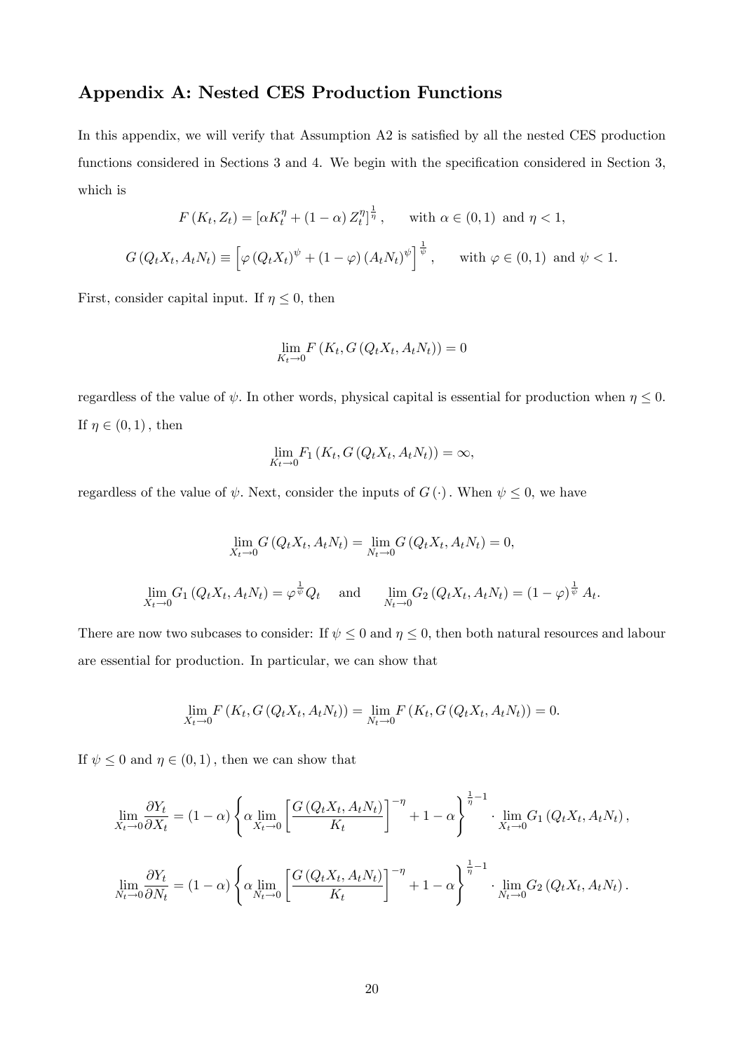## Appendix A: Nested CES Production Functions

In this appendix, we will verify that Assumption A2 is satisfied by all the nested CES production functions considered in Sections 3 and 4. We begin with the specification considered in Section 3, which is

$$F(K_t, Z_t) = \left[\alpha K_t^{\eta} + (1-\alpha) Z_t^{\eta}\right]^{\frac{1}{\eta}}, \qquad \text{with } \alpha \in (0,1) \text{ and } \eta < 1,$$

$$G(Q_t X_t, A_t N_t) \equiv \left[\varphi (Q_t X_t)^{\psi} + (1-\varphi)(A_t N_t)^{\psi}\right]^{\frac{1}{\psi}}, \qquad \text{with } \varphi \in (0,1) \text{ and } \psi < 1.$$

First, consider capital input. If $\eta \leq 0$, then

$$\lim_{K_t \to 0} F(K_t, G(Q_t X_t, A_t N_t)) = 0$$

regardless of the value of $\psi$. In other words, physical capital is essential for production when $\eta \leq 0$. If $\eta \in (0,1)$, then

$$\lim_{K_t \to 0} F_1(K_t, G(Q_t X_t, A_t N_t)) = \infty,$$

regardless of the value of $\psi$. Next, consider the inputs of $G(\cdot)$. When $\psi \leq 0$, we have

$$\lim_{X_t \to 0} G(Q_t X_t, A_t N_t) = \lim_{N_t \to 0} G(Q_t X_t, A_t N_t) = 0,$$

$$\lim_{X_t \to 0} G_1(Q_t X_t, A_t N_t) = \varphi^{\frac{1}{\psi}} Q_t \quad \text{ and } \quad \lim_{N_t \to 0} G_2(Q_t X_t, A_t N_t) = (1-\varphi)^{\frac{1}{\psi}} A_t.$$

There are now two subcases to consider: If $\psi \leq 0$ and $\eta \leq 0$, then both natural resources and labour are essential for production. In particular, we can show that

$$\lim_{X_t \to 0} F(K_t, G(Q_t X_t, A_t N_t)) = \lim_{N_t \to 0} F(K_t, G(Q_t X_t, A_t N_t)) = 0.$$

If $\psi \leq 0$ and $\eta \in (0,1)$, then we can show that

$$\lim_{X_t \to 0} \frac{\partial Y_t}{\partial X_t} = (1-\alpha) \left\{ \alpha \lim_{X_t \to 0} \left[\frac{G(Q_t X_t, A_t N_t)}{K_t}\right]^{-\eta} + 1 - \alpha \right\}^{\frac{1}{\eta}-1} \cdot \lim_{X_t \to 0} G_1(Q_t X_t, A_t N_t),$$

$$\lim_{N_t \to 0} \frac{\partial Y_t}{\partial N_t} = (1-\alpha) \left\{ \alpha \lim_{N_t \to 0} \left[\frac{G(Q_t X_t, A_t N_t)}{K_t}\right]^{-\eta} + 1 - \alpha \right\}^{\frac{1}{\eta}-1} \cdot \lim_{N_t \to 0} G_2(Q_t X_t, A_t N_t).$$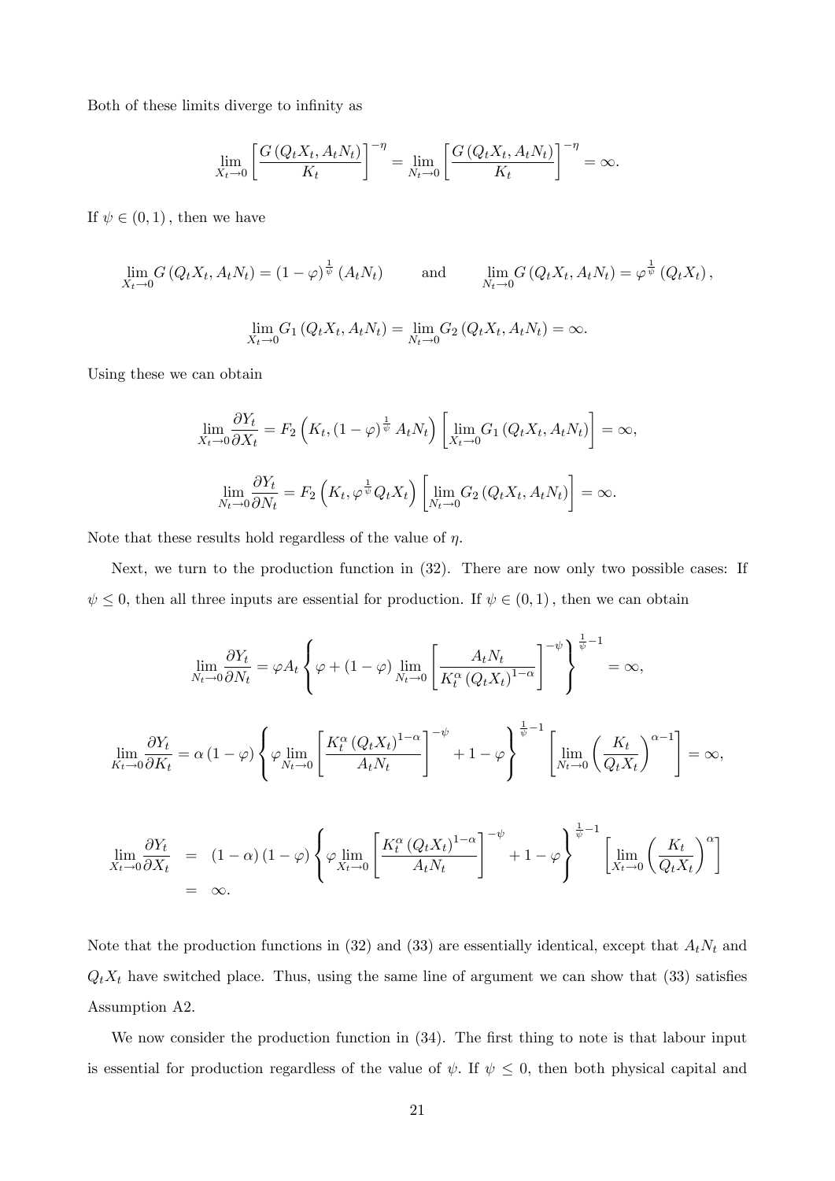Both of these limits diverge to infinity as

$$\lim_{X_t \to 0} \left[ \frac{G(Q_t X_t, A_t N_t)}{K_t} \right]^{-\eta} = \lim_{N_t \to 0} \left[ \frac{G(Q_t X_t, A_t N_t)}{K_t} \right]^{-\eta} = \infty.$$

If $\psi \in (0,1)$, then we have

$$\lim_{X_t \to 0} G(Q_t X_t, A_t N_t) = (1-\varphi)^{\frac{1}{\psi}} (A_t N_t) \qquad \text{and} \qquad \lim_{N_t \to 0} G(Q_t X_t, A_t N_t) = \varphi^{\frac{1}{\psi}} (Q_t X_t),$$

$$\lim_{X_t \to 0} G_1(Q_t X_t, A_t N_t) = \lim_{N_t \to 0} G_2(Q_t X_t, A_t N_t) = \infty.$$

Using these we can obtain

$$\lim_{X_t \to 0} \frac{\partial Y_t}{\partial X_t} = F_2\left(K_t, (1-\varphi)^{\frac{1}{\psi}} A_t N_t\right) \left[ \lim_{X_t \to 0} G_1(Q_t X_t, A_t N_t) \right] = \infty,$$

$$\lim_{N_t \to 0} \frac{\partial Y_t}{\partial N_t} = F_2\left(K_t, \varphi^{\frac{1}{\psi}} Q_t X_t\right) \left[ \lim_{N_t \to 0} G_2(Q_t X_t, A_t N_t) \right] = \infty.$$

Note that these results hold regardless of the value of $\eta$.

Next, we turn to the production function in (32). There are now only two possible cases: If $\psi \leq 0$, then all three inputs are essential for production. If $\psi \in (0,1)$, then we can obtain

$$\lim_{N_t \to 0} \frac{\partial Y_t}{\partial N_t} = \varphi A_t \left\{ \varphi + (1-\varphi) \lim_{N_t \to 0} \left[ \frac{A_t N_t}{K_t^{\alpha} (Q_t X_t)^{1-\alpha}} \right]^{-\psi} \right\}^{\frac{1}{\psi}-1} = \infty,$$

$$\lim_{K_t \to 0} \frac{\partial Y_t}{\partial K_t} = \alpha (1-\varphi) \left\{ \varphi \lim_{N_t \to 0} \left[ \frac{K_t^{\alpha} (Q_t X_t)^{1-\alpha}}{A_t N_t} \right]^{-\psi} + 1 - \varphi \right\}^{\frac{1}{\psi}-1} \left[ \lim_{N_t \to 0} \left( \frac{K_t}{Q_t X_t} \right)^{\alpha - 1} \right] = \infty,$$

$$\begin{aligned} \lim_{X_t \to 0} \frac{\partial Y_t}{\partial X_t} &= (1-\alpha)(1-\varphi) \left\{ \varphi \lim_{X_t \to 0} \left[ \frac{K_t^{\alpha} (Q_t X_t)^{1-\alpha}}{A_t N_t} \right]^{-\psi} + 1 - \varphi \right\}^{\frac{1}{\psi}-1} \left[ \lim_{X_t \to 0} \left( \frac{K_t}{Q_t X_t} \right)^{\alpha} \right] \\ &= \infty. \end{aligned}$$

Note that the production functions in (32) and (33) are essentially identical, except that $A_t N_t$ and $Q_t X_t$ have switched place. Thus, using the same line of argument we can show that (33) satisfies Assumption A2.

We now consider the production function in (34). The first thing to note is that labour input is essential for production regardless of the value of $\psi$. If $\psi \leq 0$, then both physical capital and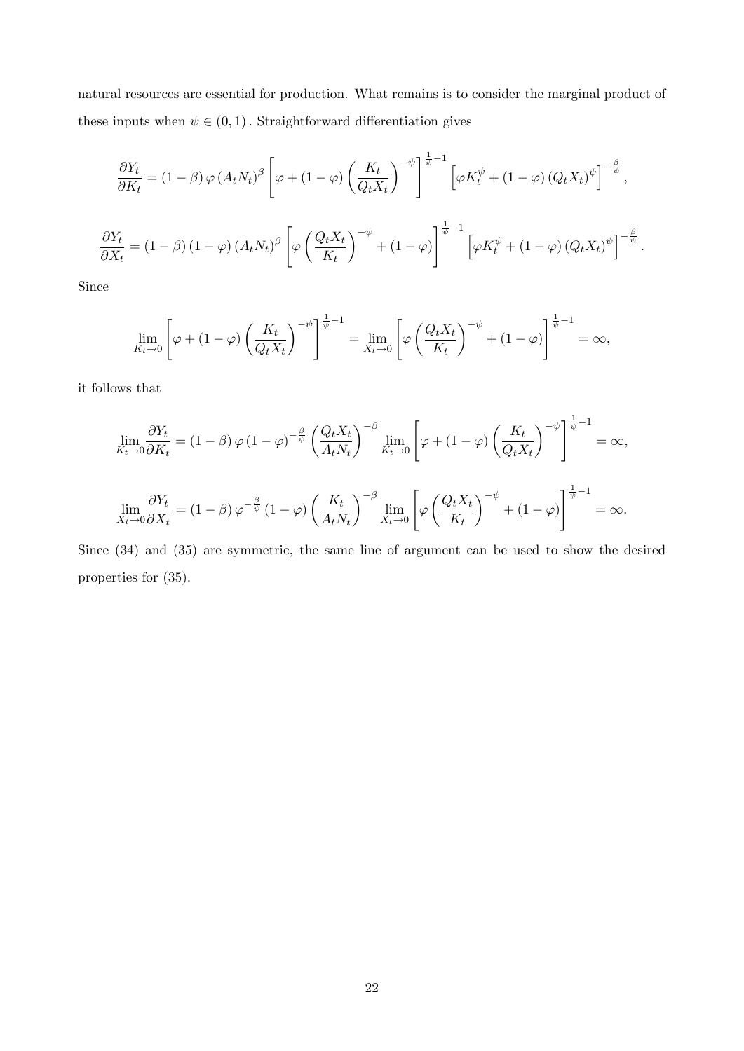natural resources are essential for production. What remains is to consider the marginal product of these inputs when $\psi \in (0,1)$. Straightforward differentiation gives

$$\frac{\partial Y_t}{\partial K_t} = (1-\beta)\,\varphi\,(A_t N_t)^{\beta}\left[\varphi + (1-\varphi)\left(\frac{K_t}{Q_t X_t}\right)^{-\psi}\right]^{\frac{1}{\psi}-1}\left[\varphi K_t^{\psi} + (1-\varphi)(Q_t X_t)^{\psi}\right]^{-\frac{\beta}{\psi}},$$

$$\frac{\partial Y_t}{\partial X_t} = (1-\beta)(1-\varphi)(A_t N_t)^{\beta}\left[\varphi\left(\frac{Q_t X_t}{K_t}\right)^{-\psi} + (1-\varphi)\right]^{\frac{1}{\psi}-1}\left[\varphi K_t^{\psi} + (1-\varphi)(Q_t X_t)^{\psi}\right]^{-\frac{\beta}{\psi}}.$$

Since

$$\lim_{K_t\to 0}\left[\varphi + (1-\varphi)\left(\frac{K_t}{Q_t X_t}\right)^{-\psi}\right]^{\frac{1}{\psi}-1} = \lim_{X_t\to 0}\left[\varphi\left(\frac{Q_t X_t}{K_t}\right)^{-\psi} + (1-\varphi)\right]^{\frac{1}{\psi}-1} = \infty,$$

it follows that

$$\lim_{K_t\to 0}\frac{\partial Y_t}{\partial K_t} = (1-\beta)\,\varphi\,(1-\varphi)^{-\frac{\beta}{\psi}}\left(\frac{Q_t X_t}{A_t N_t}\right)^{-\beta}\lim_{K_t\to 0}\left[\varphi + (1-\varphi)\left(\frac{K_t}{Q_t X_t}\right)^{-\psi}\right]^{\frac{1}{\psi}-1} = \infty,$$

$$\lim_{X_t\to 0}\frac{\partial Y_t}{\partial X_t} = (1-\beta)\,\varphi^{-\frac{\beta}{\psi}}(1-\varphi)\left(\frac{K_t}{A_t N_t}\right)^{-\beta}\lim_{X_t\to 0}\left[\varphi\left(\frac{Q_t X_t}{K_t}\right)^{-\psi} + (1-\varphi)\right]^{\frac{1}{\psi}-1} = \infty.$$

Since (34) and (35) are symmetric, the same line of argument can be used to show the desired properties for (35).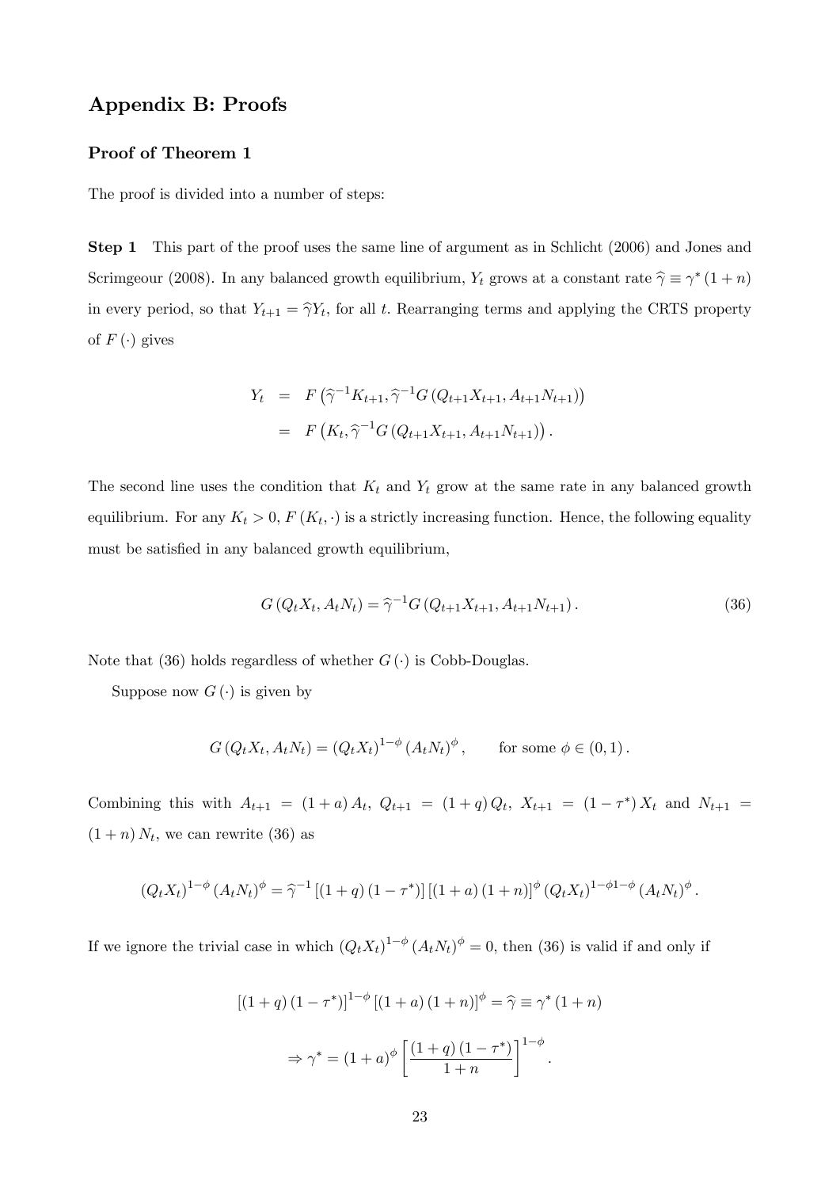## Appendix B: Proofs

### Proof of Theorem 1

The proof is divided into a number of steps:

**Step 1** This part of the proof uses the same line of argument as in Schlicht (2006) and Jones and Scrimgeour (2008). In any balanced growth equilibrium, $Y_t$ grows at a constant rate $\widehat{\gamma} \equiv \gamma^* (1+n)$ in every period, so that $Y_{t+1} = \widehat{\gamma} Y_t$, for all $t$. Rearranging terms and applying the CRTS property of $F(\cdot)$ gives

$$
\begin{aligned}
Y_t &= F\left(\widehat{\gamma}^{-1} K_{t+1}, \widehat{\gamma}^{-1} G\left(Q_{t+1} X_{t+1}, A_{t+1} N_{t+1}\right)\right) \\
&= F\left(K_t, \widehat{\gamma}^{-1} G\left(Q_{t+1} X_{t+1}, A_{t+1} N_{t+1}\right)\right).
\end{aligned}
$$

The second line uses the condition that $K_t$ and $Y_t$ grow at the same rate in any balanced growth equilibrium. For any $K_t > 0$, $F(K_t, \cdot)$ is a strictly increasing function. Hence, the following equality must be satisfied in any balanced growth equilibrium,

$$
G\left(Q_t X_t, A_t N_t\right) = \widehat{\gamma}^{-1} G\left(Q_{t+1} X_{t+1}, A_{t+1} N_{t+1}\right). \tag{36}
$$

Note that (36) holds regardless of whether $G(\cdot)$ is Cobb-Douglas.

Suppose now $G(\cdot)$ is given by

$$
G\left(Q_t X_t, A_t N_t\right) = \left(Q_t X_t\right)^{1-\phi} \left(A_t N_t\right)^{\phi}, \qquad \text{for some } \phi \in (0,1).
$$

Combining this with $A_{t+1} = (1+a) A_t$, $Q_{t+1} = (1+q) Q_t$, $X_{t+1} = (1-\tau^*) X_t$ and $N_{t+1} = (1+n) N_t$, we can rewrite (36) as

$$
\left(Q_t X_t\right)^{1-\phi} \left(A_t N_t\right)^{\phi} = \widehat{\gamma}^{-1} \left[(1+q)(1-\tau^*)\right] \left[(1+a)(1+n)\right]^{\phi} \left(Q_t X_t\right)^{1-\phi 1-\phi} \left(A_t N_t\right)^{\phi}.
$$

If we ignore the trivial case in which $\left(Q_t X_t\right)^{1-\phi} \left(A_t N_t\right)^{\phi} = 0$, then (36) is valid if and only if

$$
\left[(1+q)(1-\tau^*)\right]^{1-\phi} \left[(1+a)(1+n)\right]^{\phi} = \widehat{\gamma} \equiv \gamma^* (1+n)
$$

$$
\Rightarrow \gamma^* = (1+a)^{\phi} \left[\frac{(1+q)(1-\tau^*)}{1+n}\right]^{1-\phi}.
$$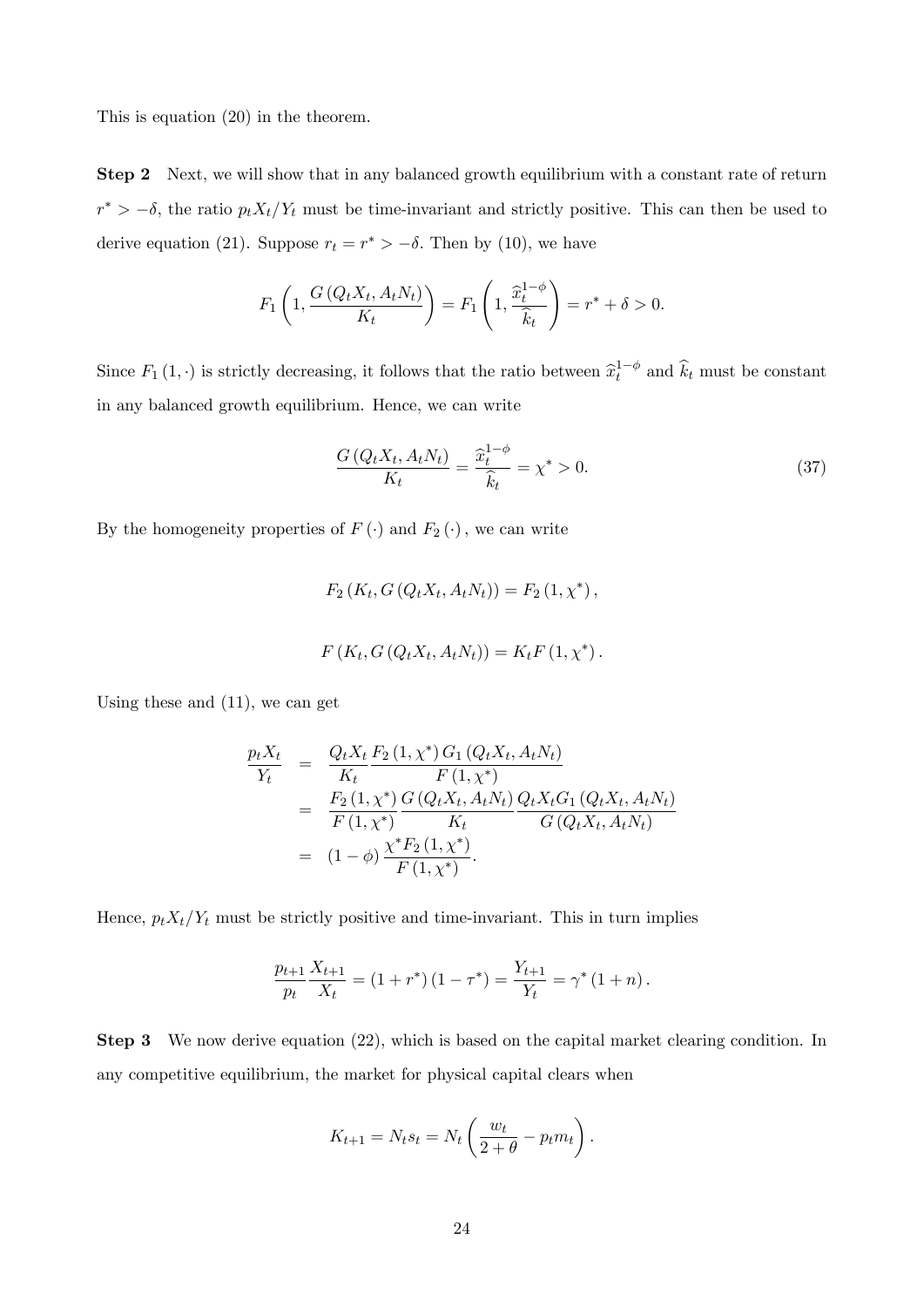This is equation (20) in the theorem.

**Step 2** Next, we will show that in any balanced growth equilibrium with a constant rate of return $r^* > -\delta$, the ratio $p_t X_t / Y_t$ must be time-invariant and strictly positive. This can then be used to derive equation (21). Suppose $r_t = r^* > -\delta$. Then by (10), we have

$$F_1\left(1, \frac{G\left(Q_t X_t, A_t N_t\right)}{K_t}\right) = F_1\left(1, \frac{\widehat{x}_t^{1-\phi}}{\widehat{k}_t}\right) = r^* + \delta > 0.$$

Since $F_1(1, \cdot)$ is strictly decreasing, it follows that the ratio between $\widehat{x}_t^{1-\phi}$ and $\widehat{k}_t$ must be constant in any balanced growth equilibrium. Hence, we can write

$$\frac{G\left(Q_t X_t, A_t N_t\right)}{K_t} = \frac{\widehat{x}_t^{1-\phi}}{\widehat{k}_t} = \chi^* > 0. \tag{37}$$

By the homogeneity properties of $F(\cdot)$ and $F_2(\cdot)$, we can write

$$F_2\left(K_t, G\left(Q_t X_t, A_t N_t\right)\right) = F_2\left(1, \chi^*\right),$$

$$F\left(K_t, G\left(Q_t X_t, A_t N_t\right)\right) = K_t F\left(1, \chi^*\right).$$

Using these and (11), we can get

$$\begin{aligned}
\frac{p_t X_t}{Y_t} &= \frac{Q_t X_t}{K_t} \frac{F_2\left(1, \chi^*\right) G_1\left(Q_t X_t, A_t N_t\right)}{F\left(1, \chi^*\right)} \\
&= \frac{F_2\left(1, \chi^*\right)}{F\left(1, \chi^*\right)} \frac{G\left(Q_t X_t, A_t N_t\right)}{K_t} \frac{Q_t X_t G_1\left(Q_t X_t, A_t N_t\right)}{G\left(Q_t X_t, A_t N_t\right)} \\
&= (1-\phi) \frac{\chi^* F_2\left(1, \chi^*\right)}{F\left(1, \chi^*\right)}.
\end{aligned}$$

Hence, $p_t X_t / Y_t$ must be strictly positive and time-invariant. This in turn implies

$$\frac{p_{t+1}}{p_t} \frac{X_{t+1}}{X_t} = \left(1 + r^*\right)\left(1 - \tau^*\right) = \frac{Y_{t+1}}{Y_t} = \gamma^* (1+n).$$

**Step 3** We now derive equation (22), which is based on the capital market clearing condition. In any competitive equilibrium, the market for physical capital clears when

$$K_{t+1} = N_t s_t = N_t \left(\frac{w_t}{2+\theta} - p_t m_t\right).$$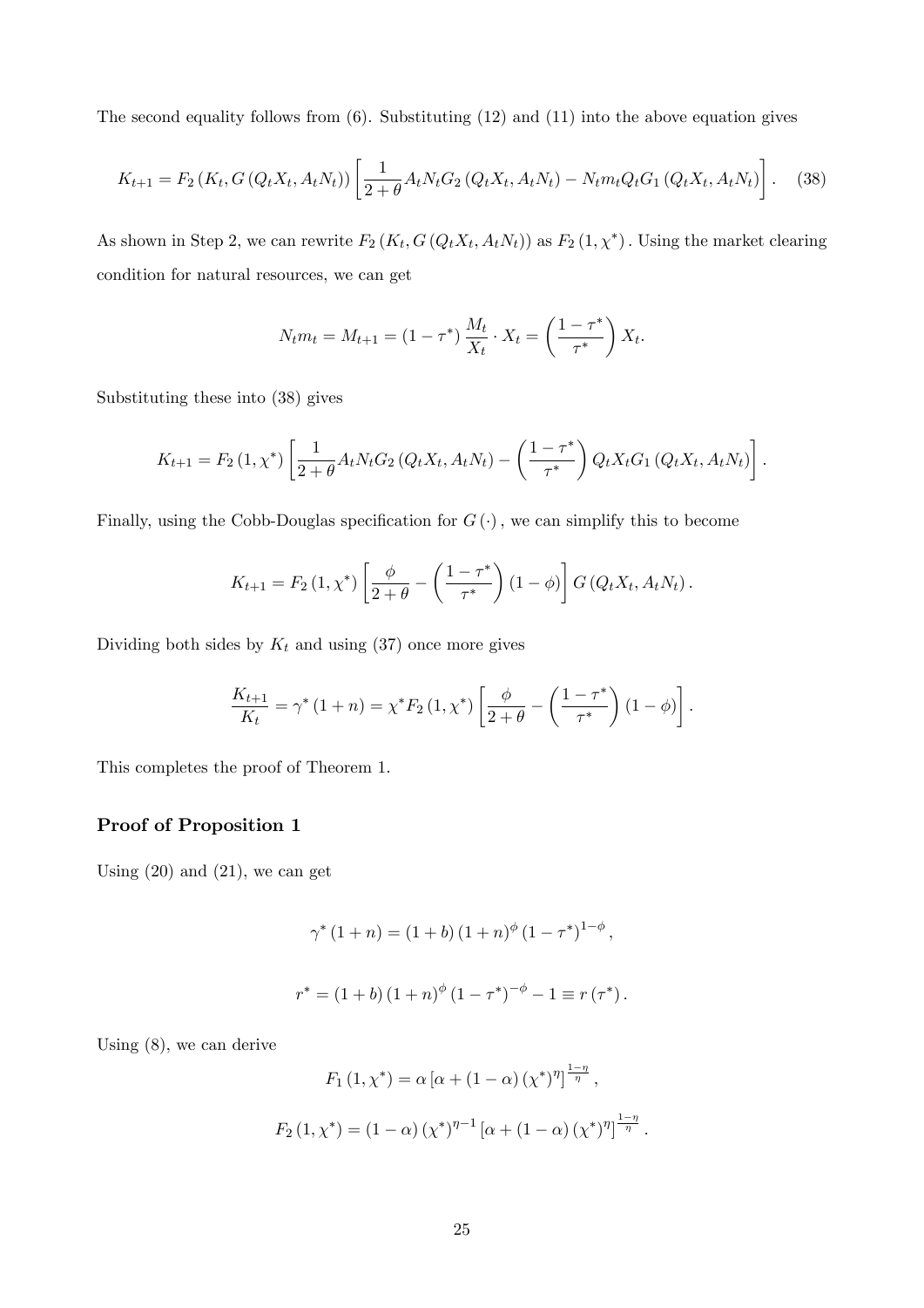The second equality follows from (6). Substituting (12) and (11) into the above equation gives

$$K_{t+1} = F_2\left(K_t, G\left(Q_t X_t, A_t N_t\right)\right)\left[\frac{1}{2+\theta} A_t N_t G_2\left(Q_t X_t, A_t N_t\right) - N_t m_t Q_t G_1\left(Q_t X_t, A_t N_t\right)\right]. \quad (38)$$

As shown in Step 2, we can rewrite $F_2\left(K_t, G\left(Q_t X_t, A_t N_t\right)\right)$ as $F_2\left(1, \chi^*\right)$. Using the market clearing condition for natural resources, we can get

$$N_t m_t = M_{t+1} = \left(1-\tau^*\right) \frac{M_t}{X_t} \cdot X_t = \left(\frac{1-\tau^*}{\tau^*}\right) X_t.$$

Substituting these into (38) gives

$$K_{t+1} = F_2\left(1, \chi^*\right)\left[\frac{1}{2+\theta} A_t N_t G_2\left(Q_t X_t, A_t N_t\right) - \left(\frac{1-\tau^*}{\tau^*}\right) Q_t X_t G_1\left(Q_t X_t, A_t N_t\right)\right].$$

Finally, using the Cobb-Douglas specification for $G(\cdot)$, we can simplify this to become

$$K_{t+1} = F_2\left(1, \chi^*\right)\left[\frac{\phi}{2+\theta} - \left(\frac{1-\tau^*}{\tau^*}\right)(1-\phi)\right] G\left(Q_t X_t, A_t N_t\right).$$

Dividing both sides by $K_t$ and using (37) once more gives

$$\frac{K_{t+1}}{K_t} = \gamma^*(1+n) = \chi^* F_2\left(1, \chi^*\right)\left[\frac{\phi}{2+\theta} - \left(\frac{1-\tau^*}{\tau^*}\right)(1-\phi)\right].$$

This completes the proof of Theorem 1.

## Proof of Proposition 1

Using (20) and (21), we can get

$$\gamma^*(1+n) = (1+b)(1+n)^{\phi}\left(1-\tau^*\right)^{1-\phi},$$

$$r^* = (1+b)(1+n)^{\phi}\left(1-\tau^*\right)^{-\phi} - 1 \equiv r\left(\tau^*\right).$$

Using (8), we can derive

$$F_1\left(1, \chi^*\right) = \alpha\left[\alpha + (1-\alpha)\left(\chi^*\right)^{\eta}\right]^{\frac{1-\eta}{\eta}},$$

$$F_2\left(1, \chi^*\right) = (1-\alpha)\left(\chi^*\right)^{\eta-1}\left[\alpha + (1-\alpha)\left(\chi^*\right)^{\eta}\right]^{\frac{1-\eta}{\eta}}.$$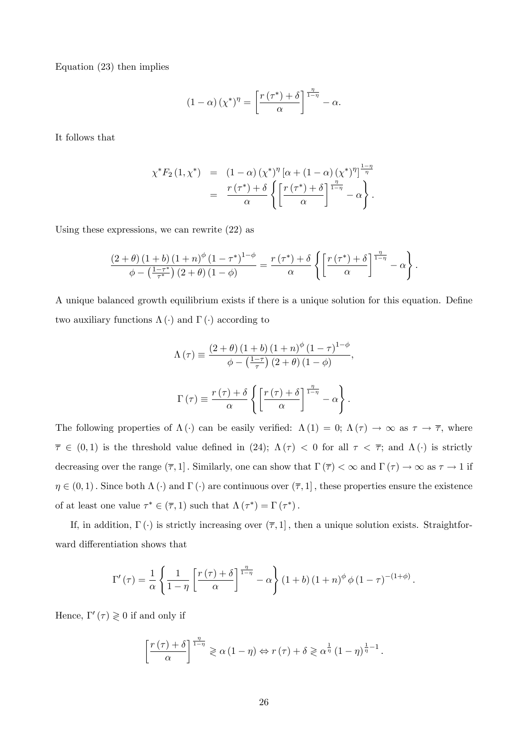Equation (23) then implies

$$(1-\alpha)(\chi^*)^\eta = \left[\frac{r(\tau^*)+\delta}{\alpha}\right]^{\frac{\eta}{1-\eta}} - \alpha.$$

It follows that

$$\begin{aligned}
\chi^* F_2(1,\chi^*) &= (1-\alpha)(\chi^*)^\eta \left[\alpha + (1-\alpha)(\chi^*)^\eta\right]^{\frac{1-\eta}{\eta}} \\
&= \frac{r(\tau^*)+\delta}{\alpha}\left\{\left[\frac{r(\tau^*)+\delta}{\alpha}\right]^{\frac{\eta}{1-\eta}} - \alpha\right\}.
\end{aligned}$$

Using these expressions, we can rewrite (22) as

$$\frac{(2+\theta)(1+b)(1+n)^\phi (1-\tau^*)^{1-\phi}}{\phi - \left(\frac{1-\tau^*}{\tau^*}\right)(2+\theta)(1-\phi)} = \frac{r(\tau^*)+\delta}{\alpha}\left\{\left[\frac{r(\tau^*)+\delta}{\alpha}\right]^{\frac{\eta}{1-\eta}} - \alpha\right\}.$$

A unique balanced growth equilibrium exists if there is a unique solution for this equation. Define two auxiliary functions $\Lambda(\cdot)$ and $\Gamma(\cdot)$ according to

$$\Lambda(\tau) \equiv \frac{(2+\theta)(1+b)(1+n)^\phi (1-\tau)^{1-\phi}}{\phi - \left(\frac{1-\tau}{\tau}\right)(2+\theta)(1-\phi)},$$

$$\Gamma(\tau) \equiv \frac{r(\tau)+\delta}{\alpha}\left\{\left[\frac{r(\tau)+\delta}{\alpha}\right]^{\frac{\eta}{1-\eta}} - \alpha\right\}.$$

The following properties of $\Lambda(\cdot)$ can be easily verified: $\Lambda(1) = 0$; $\Lambda(\tau) \to \infty$ as $\tau \to \overline{\tau}$, where $\overline{\tau} \in (0,1)$ is the threshold value defined in (24); $\Lambda(\tau) < 0$ for all $\tau < \overline{\tau}$; and $\Lambda(\cdot)$ is strictly decreasing over the range $(\overline{\tau}, 1]$. Similarly, one can show that $\Gamma(\overline{\tau}) < \infty$ and $\Gamma(\tau) \to \infty$ as $\tau \to 1$ if $\eta \in (0,1)$. Since both $\Lambda(\cdot)$ and $\Gamma(\cdot)$ are continuous over $(\overline{\tau}, 1]$, these properties ensure the existence of at least one value $\tau^* \in (\overline{\tau}, 1)$ such that $\Lambda(\tau^*) = \Gamma(\tau^*)$.

If, in addition, $\Gamma(\cdot)$ is strictly increasing over $(\overline{\tau}, 1]$, then a unique solution exists. Straightforward differentiation shows that

$$\Gamma'(\tau) = \frac{1}{\alpha}\left\{\frac{1}{1-\eta}\left[\frac{r(\tau)+\delta}{\alpha}\right]^{\frac{\eta}{1-\eta}} - \alpha\right\}(1+b)(1+n)^\phi \phi (1-\tau)^{-(1+\phi)}.$$

Hence, $\Gamma'(\tau) \gtrless 0$ if and only if

$$\left[\frac{r(\tau)+\delta}{\alpha}\right]^{\frac{\eta}{1-\eta}} \gtrless \alpha(1-\eta) \Leftrightarrow r(\tau)+\delta \gtrless \alpha^{\frac{1}{\eta}}(1-\eta)^{\frac{1}{\eta}-1}.$$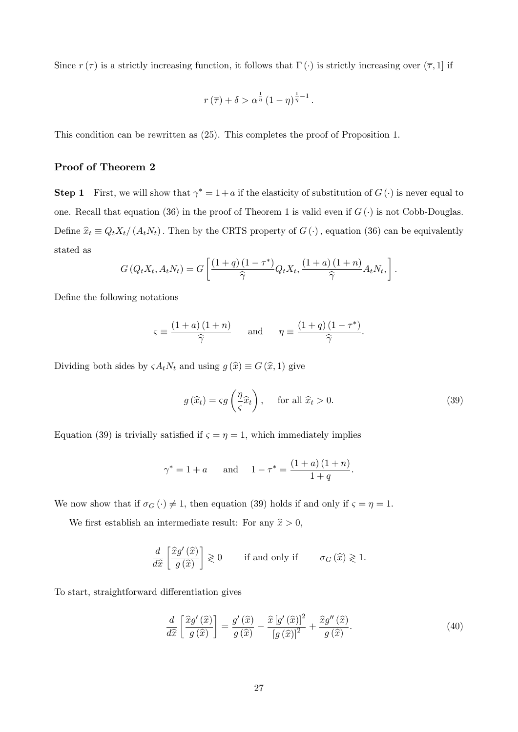Since $r(\tau)$ is a strictly increasing function, it follows that $\Gamma(\cdot)$ is strictly increasing over $(\overline{\tau}, 1]$ if

$$r(\overline{\tau}) + \delta > \alpha^{\frac{1}{\eta}} (1-\eta)^{\frac{1}{\eta}-1}.$$

This condition can be rewritten as (25). This completes the proof of Proposition 1.

### Proof of Theorem 2

**Step 1** First, we will show that $\gamma^* = 1 + a$ if the elasticity of substitution of $G(\cdot)$ is never equal to one. Recall that equation (36) in the proof of Theorem 1 is valid even if $G(\cdot)$ is not Cobb-Douglas. Define $\widehat{x}_t \equiv Q_t X_t / (A_t N_t)$. Then by the CRTS property of $G(\cdot)$, equation (36) can be equivalently stated as

$$G(Q_t X_t, A_t N_t) = G\left[\frac{(1+q)(1-\tau^*)}{\widehat{\gamma}} Q_t X_t, \frac{(1+a)(1+n)}{\widehat{\gamma}} A_t N_t,\right].$$

Define the following notations

$$\varsigma \equiv \frac{(1+a)(1+n)}{\widehat{\gamma}} \qquad \text{and} \qquad \eta \equiv \frac{(1+q)(1-\tau^*)}{\widehat{\gamma}}.$$

Dividing both sides by $\varsigma A_t N_t$ and using $g(\widehat{x}) \equiv G(\widehat{x}, 1)$ give

$$g(\widehat{x}_t) = \varsigma g\left(\frac{\eta}{\varsigma} \widehat{x}_t\right), \qquad \text{for all } \widehat{x}_t > 0. \tag{39}$$

Equation (39) is trivially satisfied if $\varsigma = \eta = 1$, which immediately implies

$$\gamma^* = 1 + a \qquad \text{and} \qquad 1 - \tau^* = \frac{(1+a)(1+n)}{1+q}.$$

We now show that if $\sigma_G(\cdot) \neq 1$, then equation (39) holds if and only if $\varsigma = \eta = 1$.

We first establish an intermediate result: For any $\widehat{x} > 0$,

$$\frac{d}{d\widehat{x}}\left[\frac{\widehat{x} g'(\widehat{x})}{g(\widehat{x})}\right] \gtrless 0 \qquad \text{if and only if} \qquad \sigma_G(\widehat{x}) \gtrless 1.$$

To start, straightforward differentiation gives

$$\frac{d}{d\widehat{x}}\left[\frac{\widehat{x} g'(\widehat{x})}{g(\widehat{x})}\right] = \frac{g'(\widehat{x})}{g(\widehat{x})} - \frac{\widehat{x}\left[g'(\widehat{x})\right]^2}{\left[g(\widehat{x})\right]^2} + \frac{\widehat{x} g''(\widehat{x})}{g(\widehat{x})}. \tag{40}$$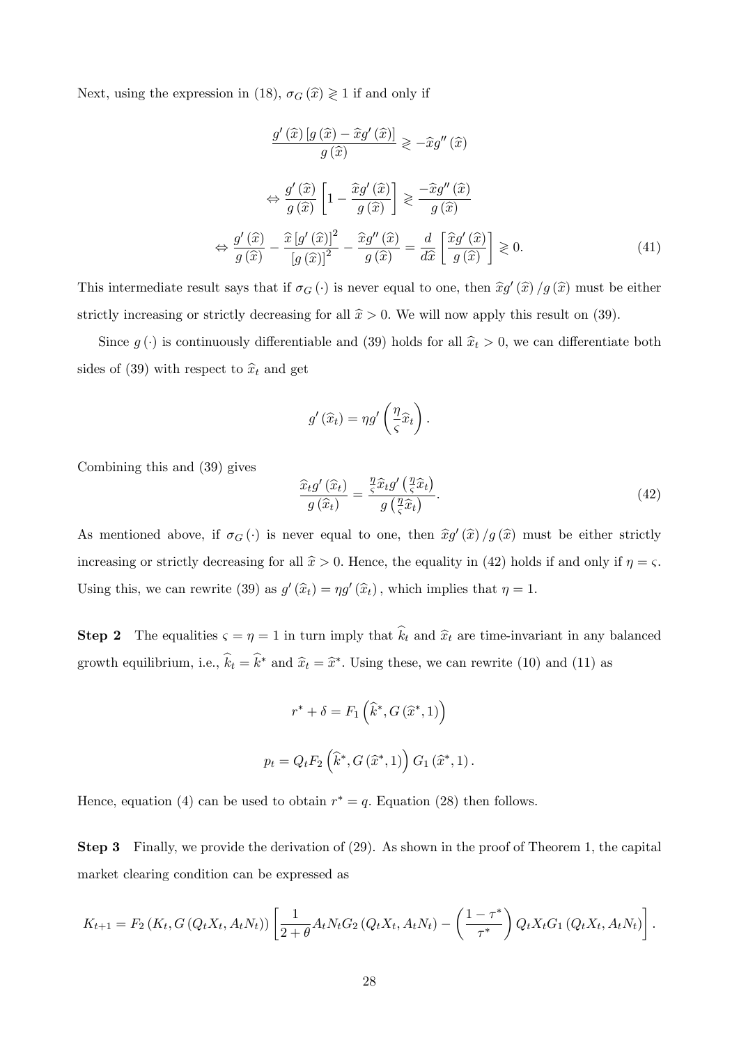Next, using the expression in (18), $\sigma_G(\widehat{x}) \gtrless 1$ if and only if

$$\frac{g'(\widehat{x})[g(\widehat{x}) - \widehat{x}g'(\widehat{x})]}{g(\widehat{x})} \gtrless -\widehat{x}g''(\widehat{x})$$

$$\Leftrightarrow \frac{g'(\widehat{x})}{g(\widehat{x})}\left[1 - \frac{\widehat{x}g'(\widehat{x})}{g(\widehat{x})}\right] \gtrless \frac{-\widehat{x}g''(\widehat{x})}{g(\widehat{x})}$$

$$\Leftrightarrow \frac{g'(\widehat{x})}{g(\widehat{x})} - \frac{\widehat{x}[g'(\widehat{x})]^2}{[g(\widehat{x})]^2} - \frac{\widehat{x}g''(\widehat{x})}{g(\widehat{x})} = \frac{d}{d\widehat{x}}\left[\frac{\widehat{x}g'(\widehat{x})}{g(\widehat{x})}\right] \gtrless 0. \tag{41}$$

This intermediate result says that if $\sigma_G(\cdot)$ is never equal to one, then $\widehat{x}g'(\widehat{x})/g(\widehat{x})$ must be either strictly increasing or strictly decreasing for all $\widehat{x} > 0$. We will now apply this result on (39).

Since $g(\cdot)$ is continuously differentiable and (39) holds for all $\widehat{x}_t > 0$, we can differentiate both sides of (39) with respect to $\widehat{x}_t$ and get

$$g'(\widehat{x}_t) = \eta g'\left(\frac{\eta}{\varsigma}\widehat{x}_t\right).$$

Combining this and (39) gives

$$\frac{\widehat{x}_t g'(\widehat{x}_t)}{g(\widehat{x}_t)} = \frac{\frac{\eta}{\varsigma}\widehat{x}_t g'\left(\frac{\eta}{\varsigma}\widehat{x}_t\right)}{g\left(\frac{\eta}{\varsigma}\widehat{x}_t\right)}. \tag{42}$$

As mentioned above, if $\sigma_G(\cdot)$ is never equal to one, then $\widehat{x}g'(\widehat{x})/g(\widehat{x})$ must be either strictly increasing or strictly decreasing for all $\widehat{x} > 0$. Hence, the equality in (42) holds if and only if $\eta = \varsigma$. Using this, we can rewrite (39) as $g'(\widehat{x}_t) = \eta g'(\widehat{x}_t)$, which implies that $\eta = 1$.

**Step 2** The equalities $\varsigma = \eta = 1$ in turn imply that $\widehat{k}_t$ and $\widehat{x}_t$ are time-invariant in any balanced growth equilibrium, i.e., $\widehat{k}_t = \widehat{k}^*$ and $\widehat{x}_t = \widehat{x}^*$. Using these, we can rewrite (10) and (11) as

$$r^* + \delta = F_1\left(\widehat{k}^*, G(\widehat{x}^*, 1)\right)$$

$$p_t = Q_t F_2\left(\widehat{k}^*, G(\widehat{x}^*, 1)\right) G_1(\widehat{x}^*, 1).$$

Hence, equation (4) can be used to obtain $r^* = q$. Equation (28) then follows.

**Step 3** Finally, we provide the derivation of (29). As shown in the proof of Theorem 1, the capital market clearing condition can be expressed as

$$K_{t+1} = F_2(K_t, G(Q_t X_t, A_t N_t))\left[\frac{1}{2+\theta}A_t N_t G_2(Q_t X_t, A_t N_t) - \left(\frac{1-\tau^*}{\tau^*}\right) Q_t X_t G_1(Q_t X_t, A_t N_t)\right].$$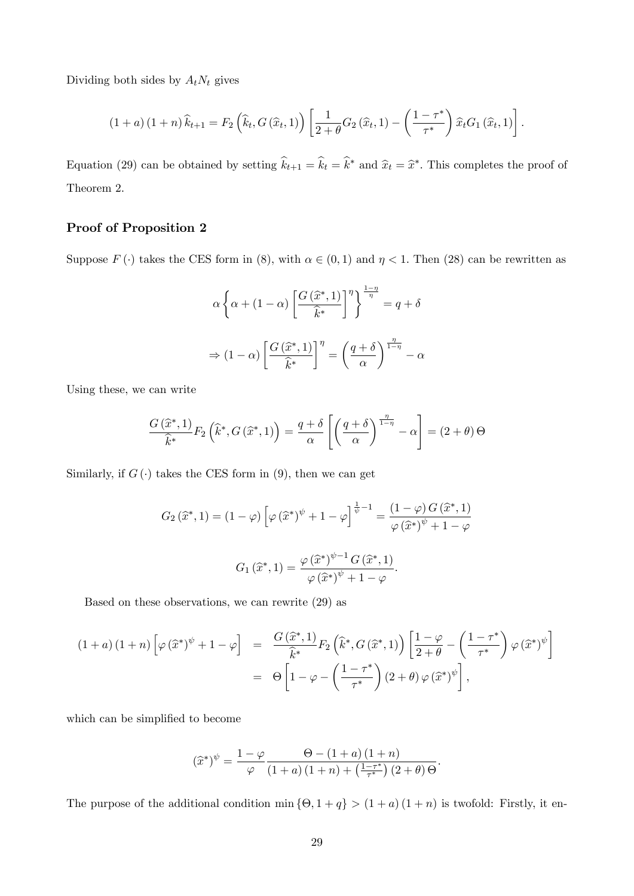Dividing both sides by $A_t N_t$ gives

$$(1+a)(1+n)\widehat{k}_{t+1} = F_2\left(\widehat{k}_t, G(\widehat{x}_t, 1)\right)\left[\frac{1}{2+\theta}G_2(\widehat{x}_t, 1) - \left(\frac{1-\tau^*}{\tau^*}\right)\widehat{x}_t G_1(\widehat{x}_t, 1)\right].$$

Equation (29) can be obtained by setting $\widehat{k}_{t+1} = \widehat{k}_t = \widehat{k}^*$ and $\widehat{x}_t = \widehat{x}^*$. This completes the proof of Theorem 2.

### Proof of Proposition 2

Suppose $F(\cdot)$ takes the CES form in (8), with $\alpha \in (0,1)$ and $\eta < 1$. Then (28) can be rewritten as

$$\alpha\left\{\alpha + (1-\alpha)\left[\frac{G(\widehat{x}^*, 1)}{\widehat{k}^*}\right]^\eta\right\}^{\frac{1-\eta}{\eta}} = q + \delta$$

$$\Rightarrow (1-\alpha)\left[\frac{G(\widehat{x}^*, 1)}{\widehat{k}^*}\right]^\eta = \left(\frac{q+\delta}{\alpha}\right)^{\frac{\eta}{1-\eta}} - \alpha$$

Using these, we can write

$$\frac{G(\widehat{x}^*, 1)}{\widehat{k}^*}F_2\left(\widehat{k}^*, G(\widehat{x}^*, 1)\right) = \frac{q+\delta}{\alpha}\left[\left(\frac{q+\delta}{\alpha}\right)^{\frac{\eta}{1-\eta}} - \alpha\right] = (2+\theta)\Theta$$

Similarly, if $G(\cdot)$ takes the CES form in (9), then we can get

$$G_2(\widehat{x}^*, 1) = (1-\varphi)\left[\varphi(\widehat{x}^*)^\psi + 1 - \varphi\right]^{\frac{1}{\psi}-1} = \frac{(1-\varphi)G(\widehat{x}^*, 1)}{\varphi(\widehat{x}^*)^\psi + 1 - \varphi}$$

$$G_1(\widehat{x}^*, 1) = \frac{\varphi(\widehat{x}^*)^{\psi-1}G(\widehat{x}^*, 1)}{\varphi(\widehat{x}^*)^\psi + 1 - \varphi}.$$

Based on these observations, we can rewrite (29) as

$$\begin{aligned}
(1+a)(1+n)\left[\varphi(\widehat{x}^*)^\psi + 1 - \varphi\right] &= \frac{G(\widehat{x}^*, 1)}{\widehat{k}^*}F_2\left(\widehat{k}^*, G(\widehat{x}^*, 1)\right)\left[\frac{1-\varphi}{2+\theta} - \left(\frac{1-\tau^*}{\tau^*}\right)\varphi(\widehat{x}^*)^\psi\right] \\
&= \Theta\left[1 - \varphi - \left(\frac{1-\tau^*}{\tau^*}\right)(2+\theta)\varphi(\widehat{x}^*)^\psi\right],
\end{aligned}$$

which can be simplified to become

$$(\widehat{x}^*)^\psi = \frac{1-\varphi}{\varphi}\frac{\Theta - (1+a)(1+n)}{(1+a)(1+n) + \left(\frac{1-\tau^*}{\tau^*}\right)(2+\theta)\Theta}.$$

The purpose of the additional condition $\min\{\Theta, 1+q\} > (1+a)(1+n)$ is twofold: Firstly, it en-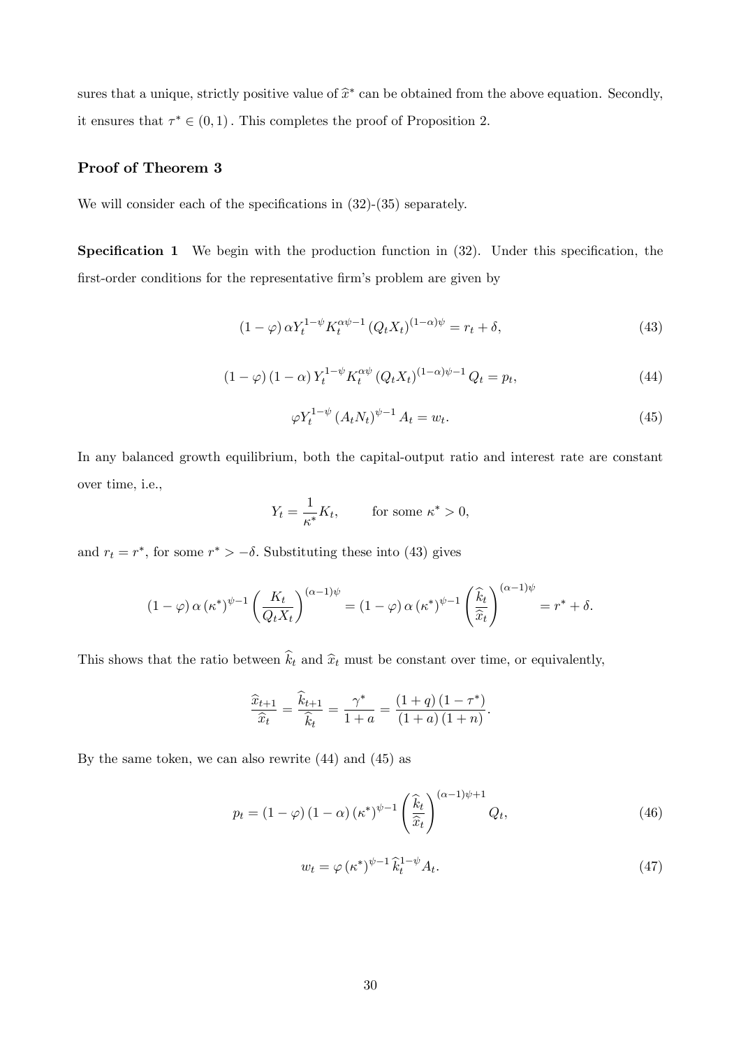sures that a unique, strictly positive value of $\widehat{x}^*$ can be obtained from the above equation. Secondly, it ensures that $\tau^* \in (0,1)$. This completes the proof of Proposition 2.

### Proof of Theorem 3

We will consider each of the specifications in (32)-(35) separately.

**Specification 1** We begin with the production function in (32). Under this specification, the first-order conditions for the representative firm's problem are given by

$$(1-\varphi)\,\alpha Y_t^{1-\psi} K_t^{\alpha\psi-1} (Q_t X_t)^{(1-\alpha)\psi} = r_t + \delta, \tag{43}$$

$$(1-\varphi)(1-\alpha)\, Y_t^{1-\psi} K_t^{\alpha\psi} (Q_t X_t)^{(1-\alpha)\psi-1} Q_t = p_t, \tag{44}$$

$$\varphi Y_t^{1-\psi} (A_t N_t)^{\psi-1} A_t = w_t. \tag{45}$$

In any balanced growth equilibrium, both the capital-output ratio and interest rate are constant over time, i.e.,

$$Y_t = \frac{1}{\kappa^*} K_t, \qquad \text{for some } \kappa^* > 0,$$

and $r_t = r^*$, for some $r^* > -\delta$. Substituting these into (43) gives

$$(1-\varphi)\,\alpha\,(\kappa^*)^{\psi-1} \left(\frac{K_t}{Q_t X_t}\right)^{(\alpha-1)\psi} = (1-\varphi)\,\alpha\,(\kappa^*)^{\psi-1} \left(\frac{\widehat{k}_t}{\widehat{x}_t}\right)^{(\alpha-1)\psi} = r^* + \delta.$$

This shows that the ratio between $\widehat{k}_t$ and $\widehat{x}_t$ must be constant over time, or equivalently,

$$\frac{\widehat{x}_{t+1}}{\widehat{x}_t} = \frac{\widehat{k}_{t+1}}{\widehat{k}_t} = \frac{\gamma^*}{1+a} = \frac{(1+q)(1-\tau^*)}{(1+a)(1+n)}.$$

By the same token, we can also rewrite (44) and (45) as

$$p_t = (1-\varphi)(1-\alpha)(\kappa^*)^{\psi-1} \left(\frac{\widehat{k}_t}{\widehat{x}_t}\right)^{(\alpha-1)\psi+1} Q_t, \tag{46}$$

$$w_t = \varphi\,(\kappa^*)^{\psi-1}\, \widehat{k}_t^{1-\psi} A_t. \tag{47}$$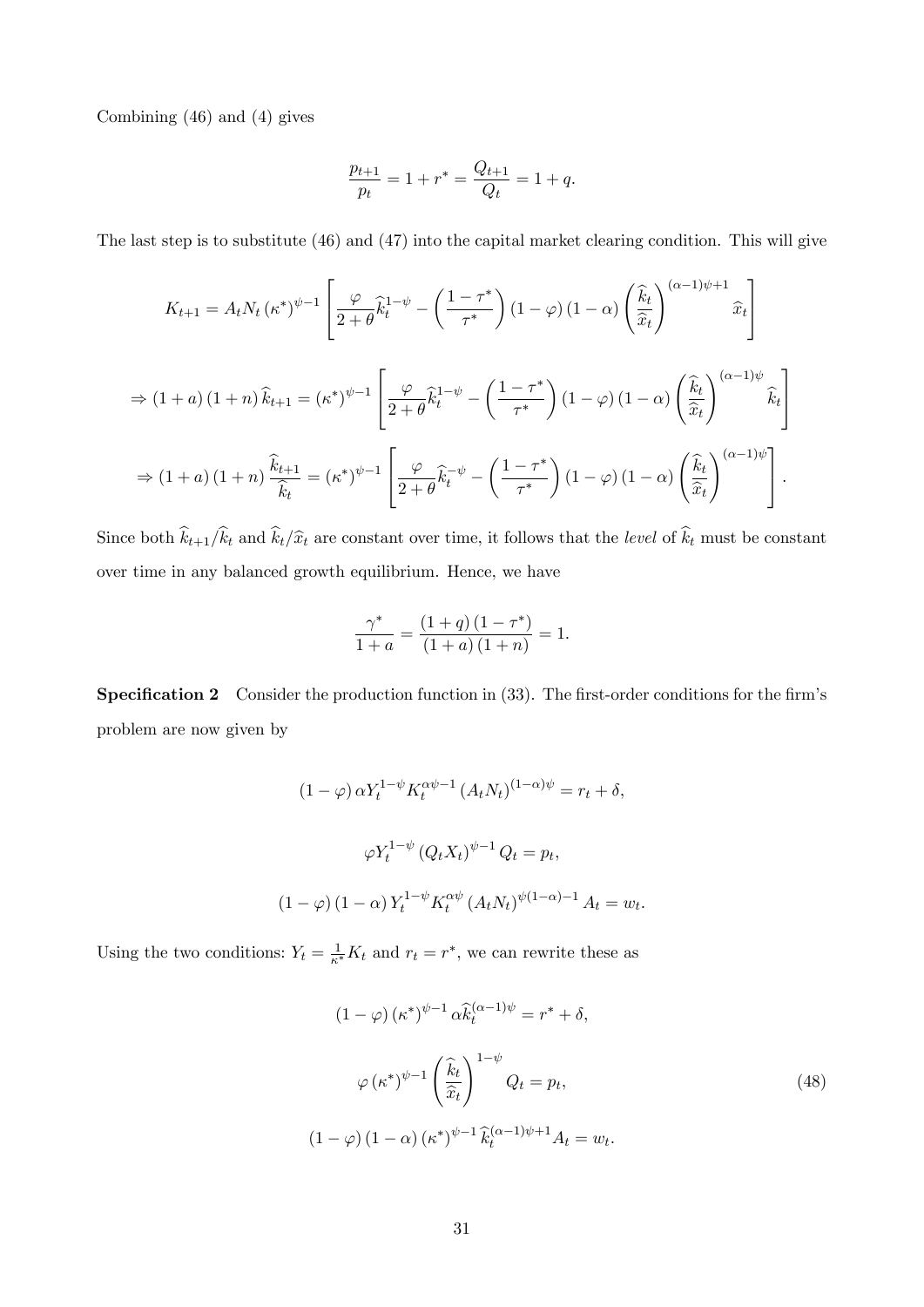Combining (46) and (4) gives

$$\frac{p_{t+1}}{p_t} = 1 + r^* = \frac{Q_{t+1}}{Q_t} = 1 + q.$$

The last step is to substitute (46) and (47) into the capital market clearing condition. This will give

$$K_{t+1} = A_t N_t (\kappa^*)^{\psi-1} \left[ \frac{\varphi}{2+\theta} \widehat{k}_t^{1-\psi} - \left( \frac{1-\tau^*}{\tau^*} \right) (1-\varphi)(1-\alpha) \left( \frac{\widehat{k}_t}{\widehat{x}_t} \right)^{(\alpha-1)\psi+1} \widehat{x}_t \right]$$

$$\Rightarrow (1+a)(1+n)\widehat{k}_{t+1} = (\kappa^*)^{\psi-1} \left[ \frac{\varphi}{2+\theta} \widehat{k}_t^{1-\psi} - \left( \frac{1-\tau^*}{\tau^*} \right) (1-\varphi)(1-\alpha) \left( \frac{\widehat{k}_t}{\widehat{x}_t} \right)^{(\alpha-1)\psi} \widehat{k}_t \right]$$

$$\Rightarrow (1+a)(1+n)\frac{\widehat{k}_{t+1}}{\widehat{k}_t} = (\kappa^*)^{\psi-1} \left[ \frac{\varphi}{2+\theta} \widehat{k}_t^{-\psi} - \left( \frac{1-\tau^*}{\tau^*} \right) (1-\varphi)(1-\alpha) \left( \frac{\widehat{k}_t}{\widehat{x}_t} \right)^{(\alpha-1)\psi} \right].$$

Since both $\widehat{k}_{t+1}/\widehat{k}_t$ and $\widehat{k}_t/\widehat{x}_t$ are constant over time, it follows that the *level* of $\widehat{k}_t$ must be constant over time in any balanced growth equilibrium. Hence, we have

$$\frac{\gamma^*}{1+a} = \frac{(1+q)(1-\tau^*)}{(1+a)(1+n)} = 1.$$

**Specification 2** Consider the production function in (33). The first-order conditions for the firm's problem are now given by

$$(1-\varphi)\alpha Y_t^{1-\psi} K_t^{\alpha\psi-1} (A_t N_t)^{(1-\alpha)\psi} = r_t + \delta,$$

$$\varphi Y_t^{1-\psi} (Q_t X_t)^{\psi-1} Q_t = p_t,$$

$$(1-\varphi)(1-\alpha) Y_t^{1-\psi} K_t^{\alpha\psi} (A_t N_t)^{\psi(1-\alpha)-1} A_t = w_t.$$

Using the two conditions: $Y_t = \frac{1}{\kappa^*} K_t$ and $r_t = r^*$, we can rewrite these as

$$(1-\varphi)(\kappa^*)^{\psi-1} \alpha \widehat{k}_t^{(\alpha-1)\psi} = r^* + \delta,$$

$$\varphi (\kappa^*)^{\psi-1} \left( \frac{\widehat{k}_t}{\widehat{x}_t} \right)^{1-\psi} Q_t = p_t, \tag{48}$$

$$(1-\varphi)(1-\alpha)(\kappa^*)^{\psi-1} \widehat{k}_t^{(\alpha-1)\psi+1} A_t = w_t.$$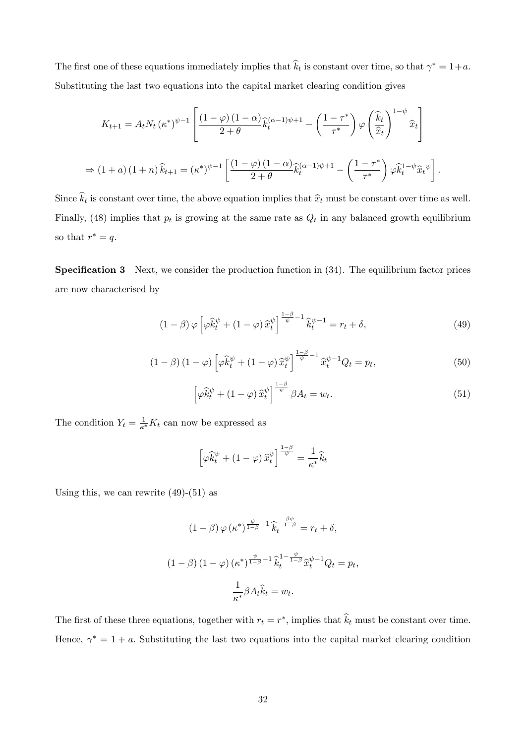The first one of these equations immediately implies that $\widehat{k}_t$ is constant over time, so that $\gamma^* = 1+a$. Substituting the last two equations into the capital market clearing condition gives

$$K_{t+1} = A_t N_t (\kappa^*)^{\psi-1} \left[ \frac{(1-\varphi)(1-\alpha)}{2+\theta} \widehat{k}_t^{(\alpha-1)\psi+1} - \left( \frac{1-\tau^*}{\tau^*} \right) \varphi \left( \frac{\widehat{k}_t}{\widehat{x}_t} \right)^{1-\psi} \widehat{x}_t \right]$$

$$\Rightarrow (1+a)(1+n)\widehat{k}_{t+1} = (\kappa^*)^{\psi-1} \left[ \frac{(1-\varphi)(1-\alpha)}{2+\theta} \widehat{k}_t^{(\alpha-1)\psi+1} - \left( \frac{1-\tau^*}{\tau^*} \right) \varphi \widehat{k}_t^{1-\psi} \widehat{x}_t{}^{\psi} \right].$$

Since $\widehat{k}_t$ is constant over time, the above equation implies that $\widehat{x}_t$ must be constant over time as well. Finally, (48) implies that $p_t$ is growing at the same rate as $Q_t$ in any balanced growth equilibrium so that $r^* = q$.

**Specification 3** Next, we consider the production function in (34). The equilibrium factor prices are now characterised by

$$(1-\beta)\varphi \left[ \varphi \widehat{k}_t^{\psi} + (1-\varphi)\widehat{x}_t^{\psi} \right]^{\frac{1-\beta}{\psi}-1} \widehat{k}_t^{\psi-1} = r_t + \delta, \tag{49}$$

$$(1-\beta)(1-\varphi) \left[ \varphi \widehat{k}_t^{\psi} + (1-\varphi)\widehat{x}_t^{\psi} \right]^{\frac{1-\beta}{\psi}-1} \widehat{x}_t^{\psi-1} Q_t = p_t, \tag{50}$$

$$\left[ \varphi \widehat{k}_t^{\psi} + (1-\varphi)\widehat{x}_t^{\psi} \right]^{\frac{1-\beta}{\psi}} \beta A_t = w_t. \tag{51}$$

The condition $Y_t = \frac{1}{\kappa^*} K_t$ can now be expressed as

$$\left[ \varphi \widehat{k}_t^{\psi} + (1-\varphi)\widehat{x}_t^{\psi} \right]^{\frac{1-\beta}{\psi}} = \frac{1}{\kappa^*} \widehat{k}_t$$

Using this, we can rewrite (49)-(51) as

$$(1-\beta)\varphi (\kappa^*)^{\frac{\psi}{1-\beta}-1} \widehat{k}_t^{-\frac{\beta\psi}{1-\beta}} = r_t + \delta,$$

$$(1-\beta)(1-\varphi)(\kappa^*)^{\frac{\psi}{1-\beta}-1} \widehat{k}_t^{1-\frac{\psi}{1-\beta}} \widehat{x}_t^{\psi-1} Q_t = p_t,$$

$$\frac{1}{\kappa^*} \beta A_t \widehat{k}_t = w_t.$$

The first of these three equations, together with $r_t = r^*$, implies that $\widehat{k}_t$ must be constant over time. Hence, $\gamma^* = 1+a$. Substituting the last two equations into the capital market clearing condition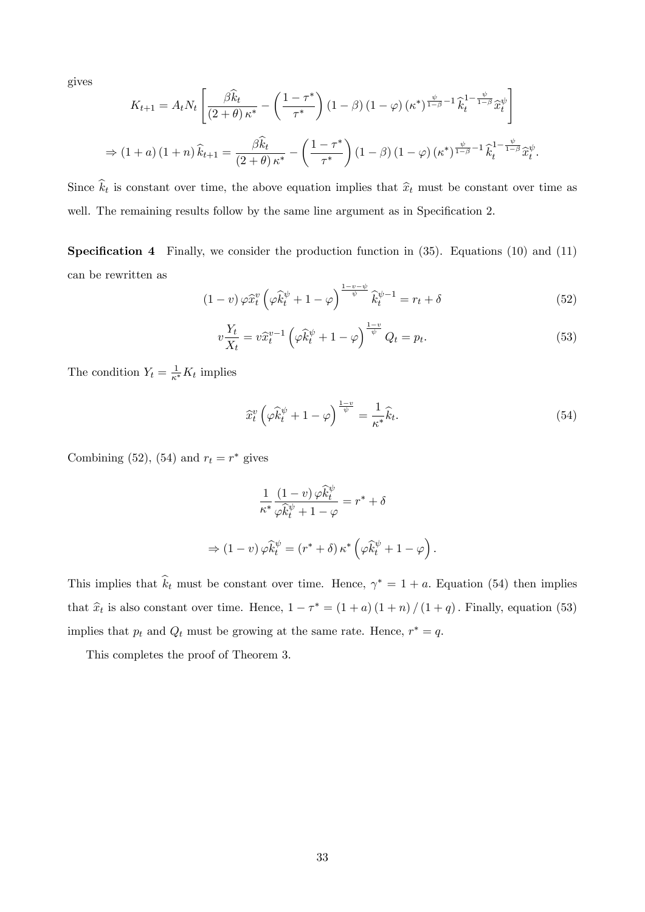gives

$$K_{t+1} = A_t N_t \left[ \frac{\beta \widehat{k}_t}{(2+\theta)\kappa^*} - \left( \frac{1-\tau^*}{\tau^*} \right) (1-\beta)(1-\varphi)(\kappa^*)^{\frac{\psi}{1-\beta}-1} \widehat{k}_t^{1-\frac{\psi}{1-\beta}} \widehat{x}_t^{\psi} \right]$$

$$\Rightarrow (1+a)(1+n)\widehat{k}_{t+1} = \frac{\beta \widehat{k}_t}{(2+\theta)\kappa^*} - \left( \frac{1-\tau^*}{\tau^*} \right) (1-\beta)(1-\varphi)(\kappa^*)^{\frac{\psi}{1-\beta}-1} \widehat{k}_t^{1-\frac{\psi}{1-\beta}} \widehat{x}_t^{\psi}.$$

Since $\widehat{k}_t$ is constant over time, the above equation implies that $\widehat{x}_t$ must be constant over time as well. The remaining results follow by the same line argument as in Specification 2.

**Specification 4** Finally, we consider the production function in (35). Equations (10) and (11) can be rewritten as

$$(1-v)\varphi \widehat{x}_t^{v} \left( \varphi \widehat{k}_t^{\psi} + 1 - \varphi \right)^{\frac{1-v-\psi}{\psi}} \widehat{k}_t^{\psi-1} = r_t + \delta \tag{52}$$

$$v \frac{Y_t}{X_t} = v \widehat{x}_t^{v-1} \left( \varphi \widehat{k}_t^{\psi} + 1 - \varphi \right)^{\frac{1-v}{\psi}} Q_t = p_t. \tag{53}$$

The condition $Y_t = \frac{1}{\kappa^*} K_t$ implies

$$\widehat{x}_t^{v} \left( \varphi \widehat{k}_t^{\psi} + 1 - \varphi \right)^{\frac{1-v}{\psi}} = \frac{1}{\kappa^*} \widehat{k}_t. \tag{54}$$

Combining (52), (54) and $r_t = r^*$ gives

$$\frac{1}{\kappa^*} \frac{(1-v)\varphi \widehat{k}_t^{\psi}}{\varphi \widehat{k}_t^{\psi} + 1 - \varphi} = r^* + \delta$$

$$\Rightarrow (1-v)\varphi \widehat{k}_t^{\psi} = (r^* + \delta)\kappa^* \left( \varphi \widehat{k}_t^{\psi} + 1 - \varphi \right).$$

This implies that $\widehat{k}_t$ must be constant over time. Hence, $\gamma^* = 1 + a$. Equation (54) then implies that $\widehat{x}_t$ is also constant over time. Hence, $1 - \tau^* = (1+a)(1+n)/(1+q)$. Finally, equation (53) implies that $p_t$ and $Q_t$ must be growing at the same rate. Hence, $r^* = q$.

This completes the proof of Theorem 3.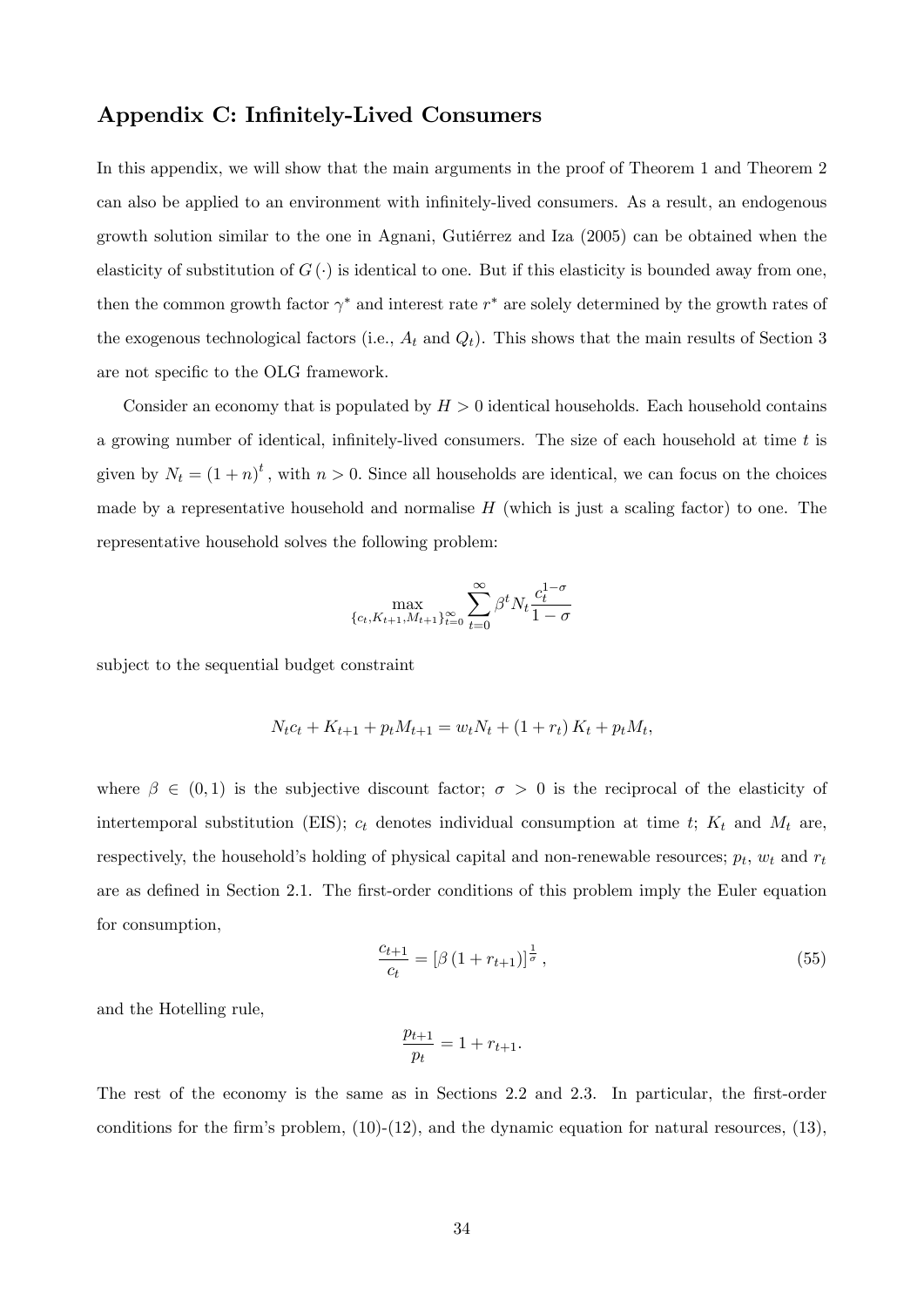## Appendix C: Infinitely-Lived Consumers

In this appendix, we will show that the main arguments in the proof of Theorem 1 and Theorem 2 can also be applied to an environment with infinitely-lived consumers. As a result, an endogenous growth solution similar to the one in Agnani, Gutiérrez and Iza (2005) can be obtained when the elasticity of substitution of $G(\cdot)$ is identical to one. But if this elasticity is bounded away from one, then the common growth factor $\gamma^*$ and interest rate $r^*$ are solely determined by the growth rates of the exogenous technological factors (i.e., $A_t$ and $Q_t$). This shows that the main results of Section 3 are not specific to the OLG framework.

Consider an economy that is populated by $H > 0$ identical households. Each household contains a growing number of identical, infinitely-lived consumers. The size of each household at time $t$ is given by $N_t = (1+n)^t$, with $n > 0$. Since all households are identical, we can focus on the choices made by a representative household and normalise $H$ (which is just a scaling factor) to one. The representative household solves the following problem:

$$\max_{\{c_t, K_{t+1}, M_{t+1}\}_{t=0}^{\infty}} \sum_{t=0}^{\infty} \beta^t N_t \frac{c_t^{1-\sigma}}{1-\sigma}$$

subject to the sequential budget constraint

$$N_t c_t + K_{t+1} + p_t M_{t+1} = w_t N_t + (1+r_t) K_t + p_t M_t,$$

where $\beta \in (0,1)$ is the subjective discount factor; $\sigma > 0$ is the reciprocal of the elasticity of intertemporal substitution (EIS); $c_t$ denotes individual consumption at time $t$; $K_t$ and $M_t$ are, respectively, the household's holding of physical capital and non-renewable resources; $p_t$, $w_t$ and $r_t$ are as defined in Section 2.1. The first-order conditions of this problem imply the Euler equation for consumption,

$$\frac{c_{t+1}}{c_t} = \left[\beta(1+r_{t+1})\right]^{\frac{1}{\sigma}}, \tag{55}$$

and the Hotelling rule,

$$\frac{p_{t+1}}{p_t} = 1 + r_{t+1}.$$

The rest of the economy is the same as in Sections 2.2 and 2.3. In particular, the first-order conditions for the firm's problem, (10)-(12), and the dynamic equation for natural resources, (13),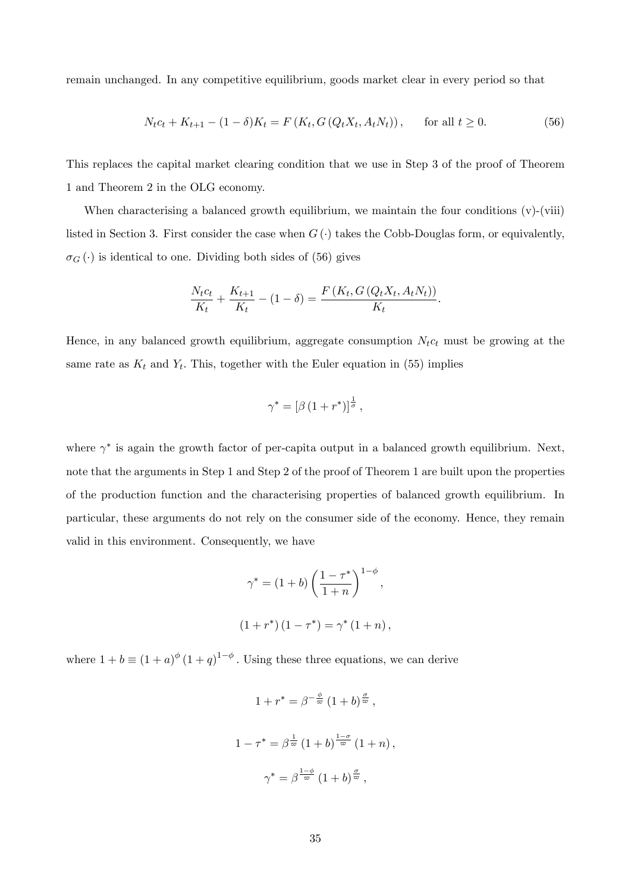remain unchanged. In any competitive equilibrium, goods market clear in every period so that

$$N_t c_t + K_{t+1} - (1-\delta)K_t = F\left(K_t, G\left(Q_t X_t, A_t N_t\right)\right), \qquad \text{for all } t \geq 0. \tag{56}$$

This replaces the capital market clearing condition that we use in Step 3 of the proof of Theorem 1 and Theorem 2 in the OLG economy.

When characterising a balanced growth equilibrium, we maintain the four conditions (v)-(viii) listed in Section 3. First consider the case when $G(\cdot)$ takes the Cobb-Douglas form, or equivalently, $\sigma_G(\cdot)$ is identical to one. Dividing both sides of (56) gives

$$\frac{N_t c_t}{K_t} + \frac{K_{t+1}}{K_t} - (1-\delta) = \frac{F\left(K_t, G\left(Q_t X_t, A_t N_t\right)\right)}{K_t}.$$

Hence, in any balanced growth equilibrium, aggregate consumption $N_t c_t$ must be growing at the same rate as $K_t$ and $Y_t$. This, together with the Euler equation in (55) implies

$$\gamma^* = \left[\beta\left(1+r^*\right)\right]^{\frac{1}{\sigma}},$$

where $\gamma^*$ is again the growth factor of per-capita output in a balanced growth equilibrium. Next, note that the arguments in Step 1 and Step 2 of the proof of Theorem 1 are built upon the properties of the production function and the characterising properties of balanced growth equilibrium. In particular, these arguments do not rely on the consumer side of the economy. Hence, they remain valid in this environment. Consequently, we have

$$\gamma^* = (1+b)\left(\frac{1-\tau^*}{1+n}\right)^{1-\phi},$$

$$\left(1+r^*\right)\left(1-\tau^*\right) = \gamma^*\left(1+n\right),$$

where $1+b \equiv (1+a)^{\phi}(1+q)^{1-\phi}$. Using these three equations, we can derive

$$1+r^* = \beta^{-\frac{\phi}{\varpi}}\left(1+b\right)^{\frac{\sigma}{\varpi}},$$

$$1-\tau^* = \beta^{\frac{1}{\varpi}}\left(1+b\right)^{\frac{1-\sigma}{\varpi}}\left(1+n\right),$$

$$\gamma^* = \beta^{\frac{1-\phi}{\varpi}}\left(1+b\right)^{\frac{\sigma}{\varpi}},$$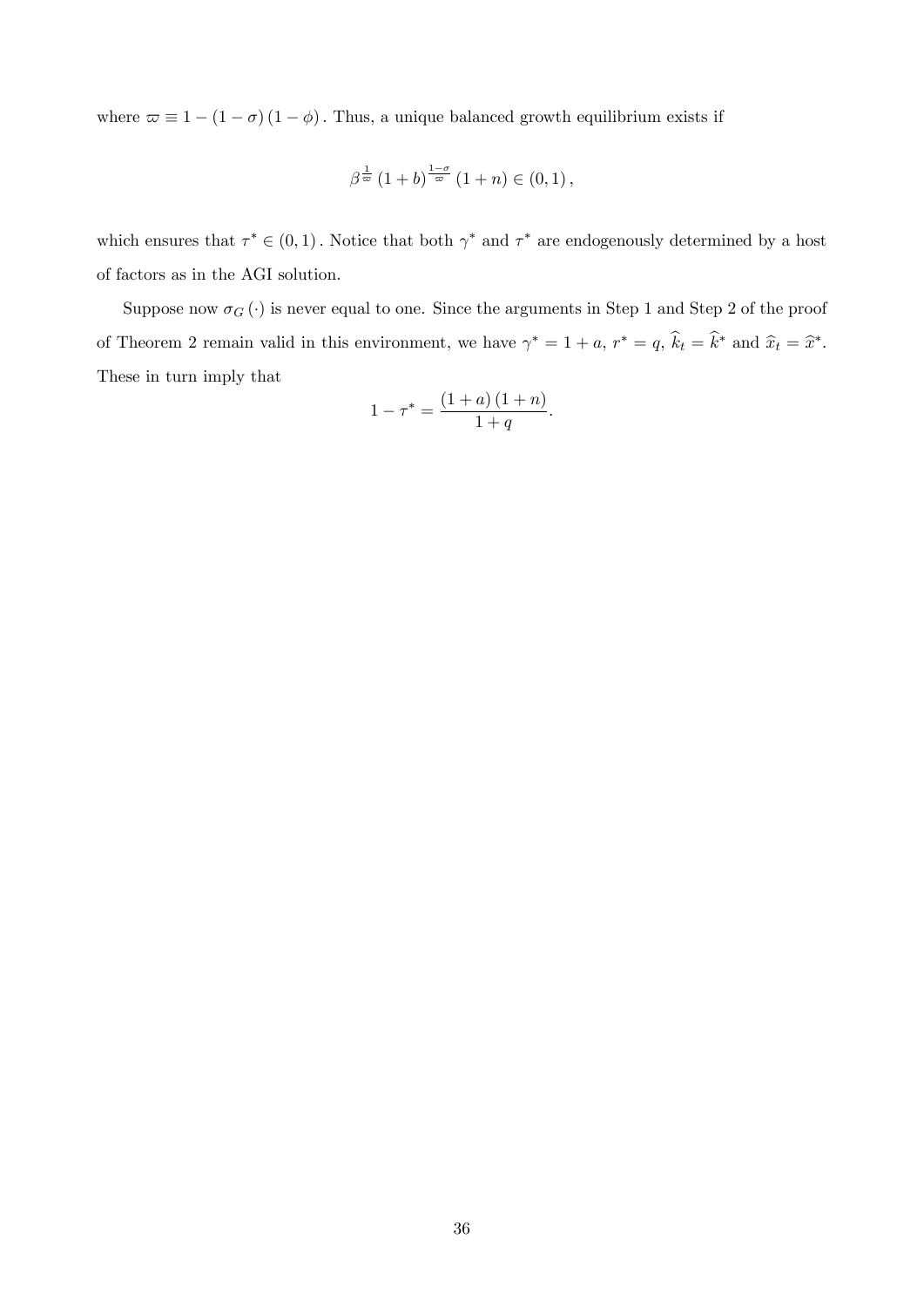where $\varpi \equiv 1 - (1 - \sigma)(1 - \phi)$. Thus, a unique balanced growth equilibrium exists if

$$\beta^{\frac{1}{\varpi}} (1 + b)^{\frac{1-\sigma}{\varpi}} (1 + n) \in (0, 1),$$

which ensures that $\tau^* \in (0, 1)$. Notice that both $\gamma^*$ and $\tau^*$ are endogenously determined by a host of factors as in the AGI solution.

Suppose now $\sigma_G(\cdot)$ is never equal to one. Since the arguments in Step 1 and Step 2 of the proof of Theorem 2 remain valid in this environment, we have $\gamma^* = 1 + a$, $r^* = q$, $\widehat{k}_t = \widehat{k}^*$ and $\widehat{x}_t = \widehat{x}^*$. These in turn imply that

$$1 - \tau^* = \frac{(1 + a)(1 + n)}{1 + q}.$$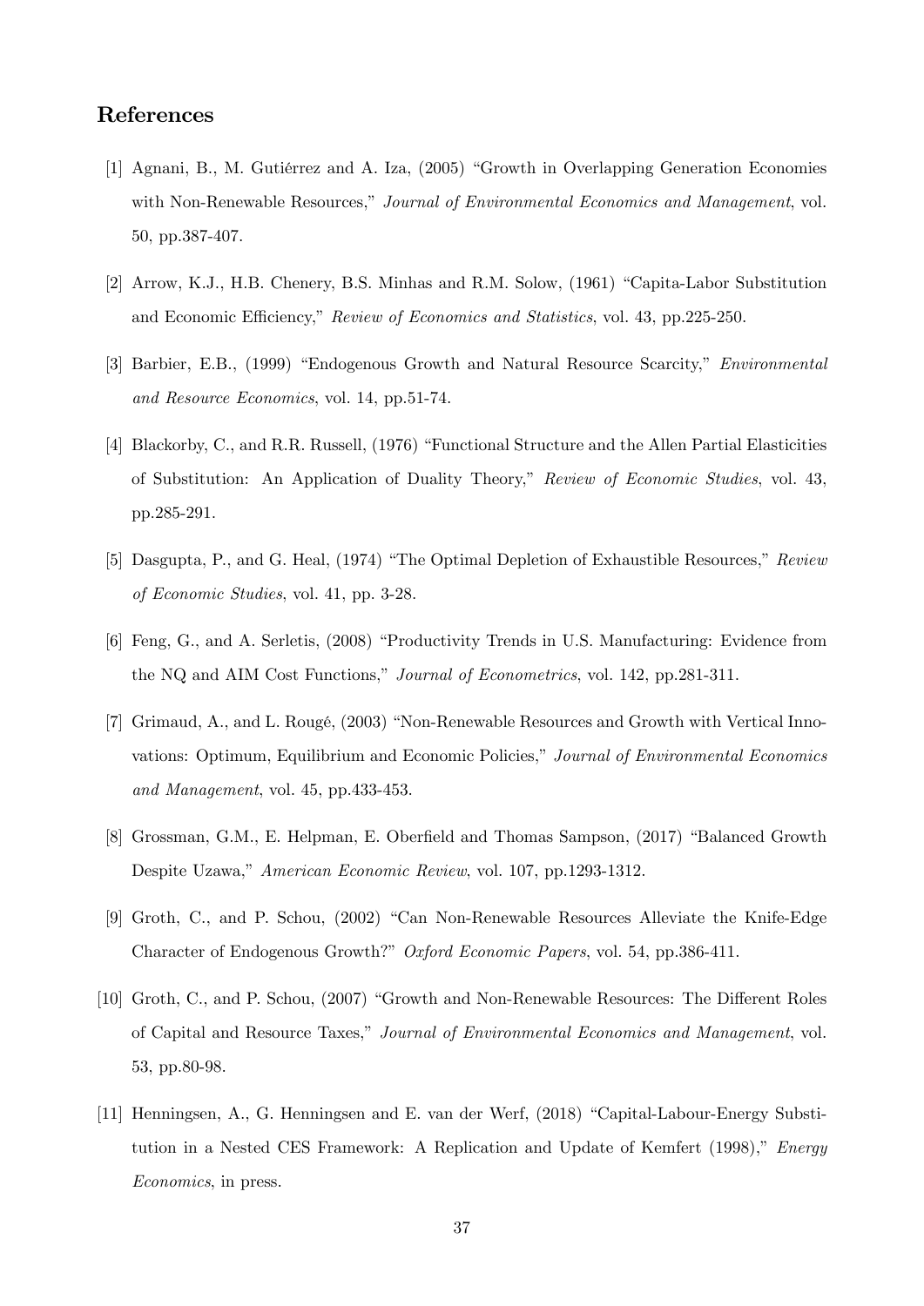## References

[1] Agnani, B., M. Gutiérrez and A. Iza, (2005) "Growth in Overlapping Generation Economies with Non-Renewable Resources," *Journal of Environmental Economics and Management*, vol. 50, pp.387-407.

[2] Arrow, K.J., H.B. Chenery, B.S. Minhas and R.M. Solow, (1961) "Capita-Labor Substitution and Economic Efficiency," *Review of Economics and Statistics*, vol. 43, pp.225-250.

[3] Barbier, E.B., (1999) "Endogenous Growth and Natural Resource Scarcity," *Environmental and Resource Economics*, vol. 14, pp.51-74.

[4] Blackorby, C., and R.R. Russell, (1976) "Functional Structure and the Allen Partial Elasticities of Substitution: An Application of Duality Theory," *Review of Economic Studies*, vol. 43, pp.285-291.

[5] Dasgupta, P., and G. Heal, (1974) "The Optimal Depletion of Exhaustible Resources," *Review of Economic Studies*, vol. 41, pp. 3-28.

[6] Feng, G., and A. Serletis, (2008) "Productivity Trends in U.S. Manufacturing: Evidence from the NQ and AIM Cost Functions," *Journal of Econometrics*, vol. 142, pp.281-311.

[7] Grimaud, A., and L. Rougé, (2003) "Non-Renewable Resources and Growth with Vertical Innovations: Optimum, Equilibrium and Economic Policies," *Journal of Environmental Economics and Management*, vol. 45, pp.433-453.

[8] Grossman, G.M., E. Helpman, E. Oberfield and Thomas Sampson, (2017) "Balanced Growth Despite Uzawa," *American Economic Review*, vol. 107, pp.1293-1312.

[9] Groth, C., and P. Schou, (2002) "Can Non-Renewable Resources Alleviate the Knife-Edge Character of Endogenous Growth?" *Oxford Economic Papers*, vol. 54, pp.386-411.

[10] Groth, C., and P. Schou, (2007) "Growth and Non-Renewable Resources: The Different Roles of Capital and Resource Taxes," *Journal of Environmental Economics and Management*, vol. 53, pp.80-98.

[11] Henningsen, A., G. Henningsen and E. van der Werf, (2018) "Capital-Labour-Energy Substitution in a Nested CES Framework: A Replication and Update of Kemfert (1998)," *Energy Economics*, in press.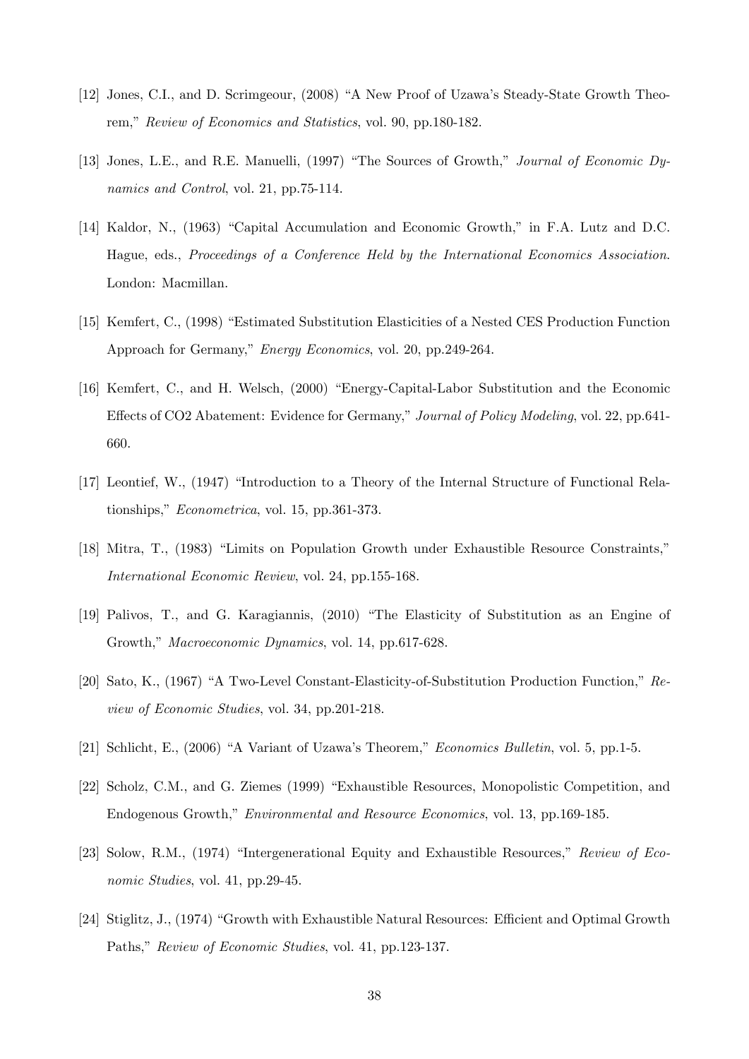[12] Jones, C.I., and D. Scrimgeour, (2008) "A New Proof of Uzawa's Steady-State Growth Theorem," *Review of Economics and Statistics*, vol. 90, pp.180-182.

[13] Jones, L.E., and R.E. Manuelli, (1997) "The Sources of Growth," *Journal of Economic Dynamics and Control*, vol. 21, pp.75-114.

[14] Kaldor, N., (1963) "Capital Accumulation and Economic Growth," in F.A. Lutz and D.C. Hague, eds., *Proceedings of a Conference Held by the International Economics Association*. London: Macmillan.

[15] Kemfert, C., (1998) "Estimated Substitution Elasticities of a Nested CES Production Function Approach for Germany," *Energy Economics*, vol. 20, pp.249-264.

[16] Kemfert, C., and H. Welsch, (2000) "Energy-Capital-Labor Substitution and the Economic Effects of CO2 Abatement: Evidence for Germany," *Journal of Policy Modeling*, vol. 22, pp.641-660.

[17] Leontief, W., (1947) "Introduction to a Theory of the Internal Structure of Functional Relationships," *Econometrica*, vol. 15, pp.361-373.

[18] Mitra, T., (1983) "Limits on Population Growth under Exhaustible Resource Constraints," *International Economic Review*, vol. 24, pp.155-168.

[19] Palivos, T., and G. Karagiannis, (2010) "The Elasticity of Substitution as an Engine of Growth," *Macroeconomic Dynamics*, vol. 14, pp.617-628.

[20] Sato, K., (1967) "A Two-Level Constant-Elasticity-of-Substitution Production Function," *Review of Economic Studies*, vol. 34, pp.201-218.

[21] Schlicht, E., (2006) "A Variant of Uzawa's Theorem," *Economics Bulletin*, vol. 5, pp.1-5.

[22] Scholz, C.M., and G. Ziemes (1999) "Exhaustible Resources, Monopolistic Competition, and Endogenous Growth," *Environmental and Resource Economics*, vol. 13, pp.169-185.

[23] Solow, R.M., (1974) "Intergenerational Equity and Exhaustible Resources," *Review of Economic Studies*, vol. 41, pp.29-45.

[24] Stiglitz, J., (1974) "Growth with Exhaustible Natural Resources: Efficient and Optimal Growth Paths," *Review of Economic Studies*, vol. 41, pp.123-137.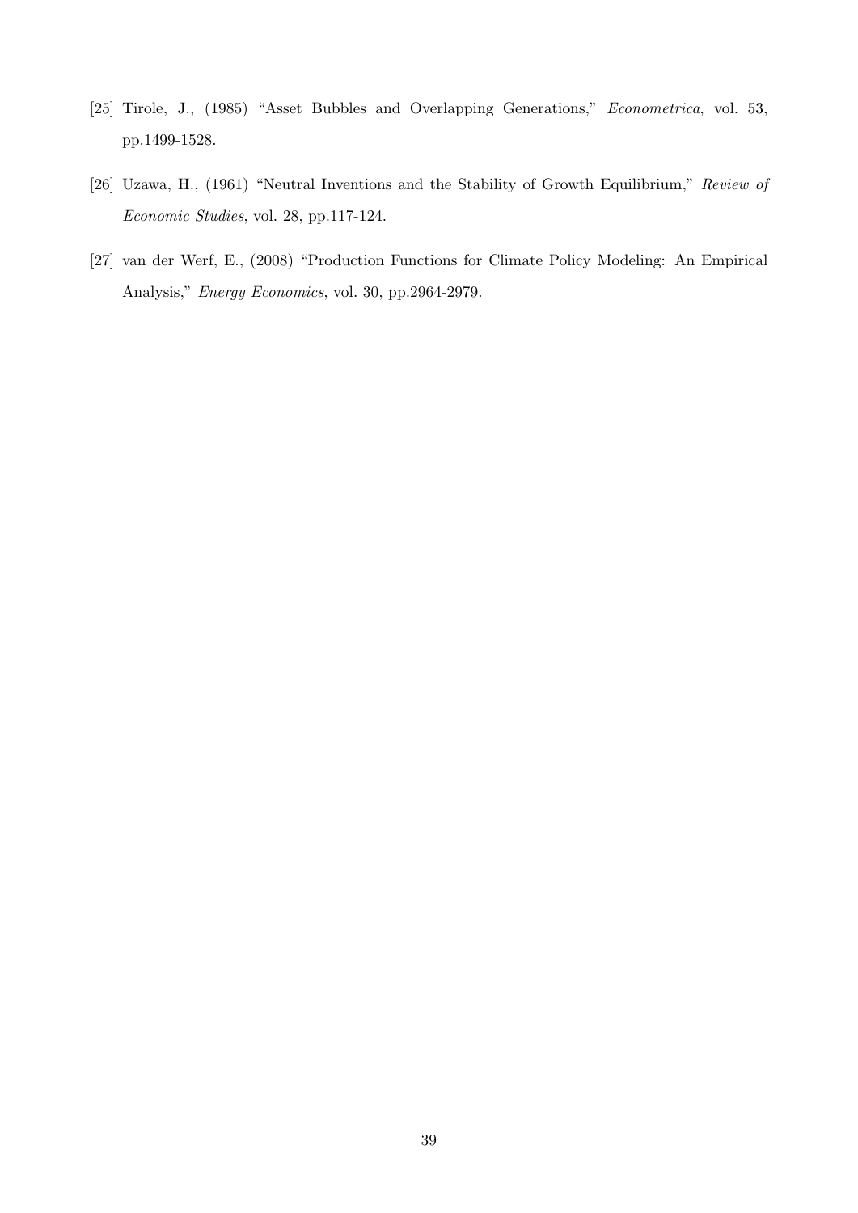[25] Tirole, J., (1985) "Asset Bubbles and Overlapping Generations," *Econometrica*, vol. 53, pp.1499-1528.

[26] Uzawa, H., (1961) "Neutral Inventions and the Stability of Growth Equilibrium," *Review of Economic Studies*, vol. 28, pp.117-124.

[27] van der Werf, E., (2008) "Production Functions for Climate Policy Modeling: An Empirical Analysis," *Energy Economics*, vol. 30, pp.2964-2979.